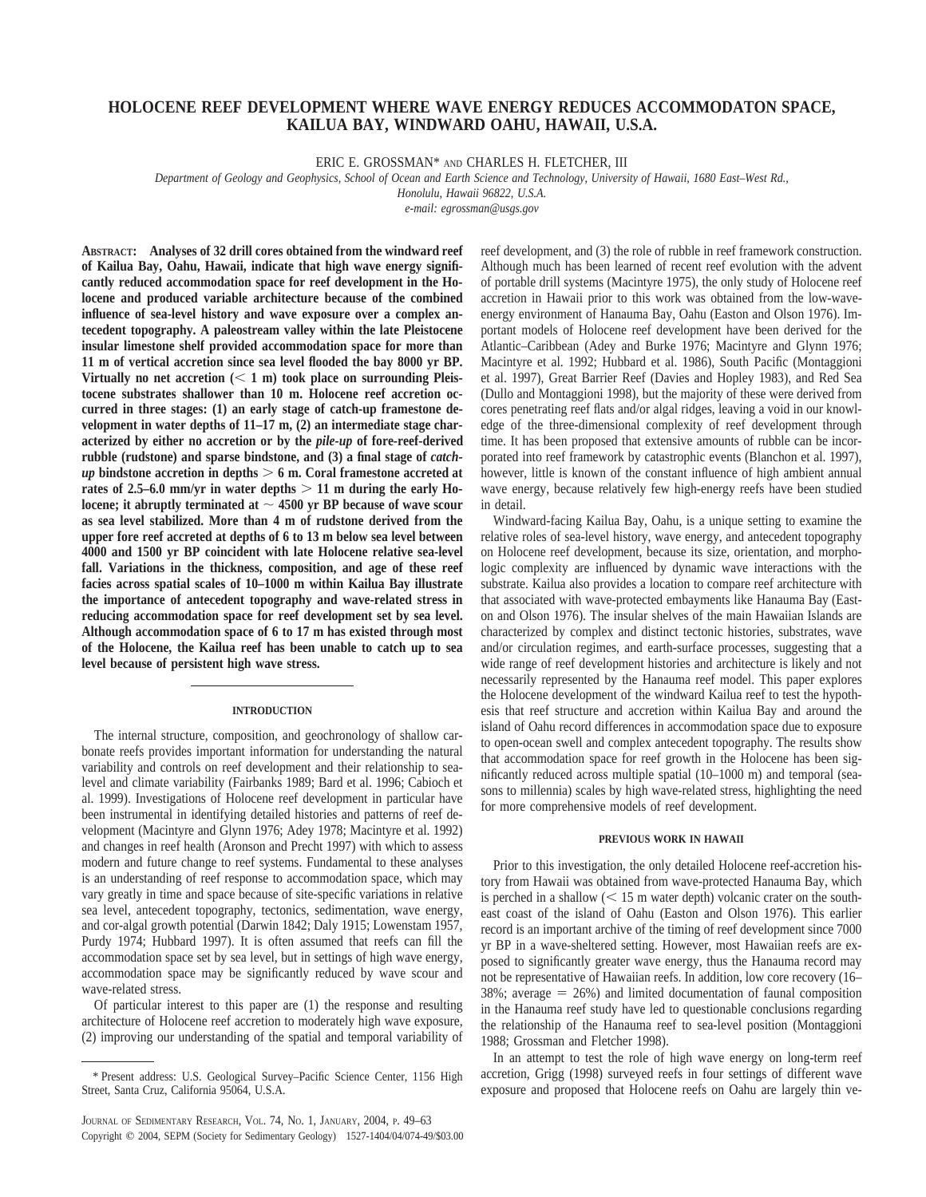# HOLOCENE REEF DEVELOPMENT WHERE WAVE ENERGY REDUCES ACCOMMODATON SPACE, KAILUA BAY, WINDWARD OAHU, HAWAII, U.S.A.

ERIC E. GROSSMAN* AND CHARLES H. FLETCHER, III

*Department of Geology and Geophysics, School of Ocean and Earth Science and Technology, University of Hawaii, 1680 East–West Rd., Honolulu, Hawaii 96822, U.S.A.*

*e-mail: egrossman@usgs.gov*

**ABSTRACT: Analyses of 32 drill cores obtained from the windward reef of Kailua Bay, Oahu, Hawaii, indicate that high wave energy significantly reduced accommodation space for reef development in the Holocene and produced variable architecture because of the combined influence of sea-level history and wave exposure over a complex antecedent topography. A paleostream valley within the late Pleistocene insular limestone shelf provided accommodation space for more than 11 m of vertical accretion since sea level flooded the bay 8000 yr BP. Virtually no net accretion (< 1 m) took place on surrounding Pleistocene substrates shallower than 10 m. Holocene reef accretion occurred in three stages: (1) an early stage of catch-up framestone development in water depths of 11–17 m, (2) an intermediate stage characterized by either no accretion or by the *pile-up* of fore-reef-derived rubble (rudstone) and sparse bindstone, and (3) a final stage of *catch-up* bindstone accretion in depths > 6 m. Coral framestone accreted at rates of 2.5–6.0 mm/yr in water depths > 11 m during the early Holocene; it abruptly terminated at ~ 4500 yr BP because of wave scour as sea level stabilized. More than 4 m of rudstone derived from the upper fore reef accreted at depths of 6 to 13 m below sea level between 4000 and 1500 yr BP coincident with late Holocene relative sea-level fall. Variations in the thickness, composition, and age of these reef facies across spatial scales of 10–1000 m within Kailua Bay illustrate the importance of antecedent topography and wave-related stress in reducing accommodation space for reef development set by sea level. Although accommodation space of 6 to 17 m has existed through most of the Holocene, the Kailua reef has been unable to catch up to sea level because of persistent high wave stress.**

## INTRODUCTION

The internal structure, composition, and geochronology of shallow carbonate reefs provides important information for understanding the natural variability and controls on reef development and their relationship to sea-level and climate variability (Fairbanks 1989; Bard et al. 1996; Cabioch et al. 1999). Investigations of Holocene reef development in particular have been instrumental in identifying detailed histories and patterns of reef development (Macintyre and Glynn 1976; Adey 1978; Macintyre et al. 1992) and changes in reef health (Aronson and Precht 1997) with which to assess modern and future change to reef systems. Fundamental to these analyses is an understanding of reef response to accommodation space, which may vary greatly in time and space because of site-specific variations in relative sea level, antecedent topography, tectonics, sedimentation, wave energy, and cor-algal growth potential (Darwin 1842; Daly 1915; Lowenstam 1957, Purdy 1974; Hubbard 1997). It is often assumed that reefs can fill the accommodation space set by sea level, but in settings of high wave energy, accommodation space may be significantly reduced by wave scour and wave-related stress.

Of particular interest to this paper are (1) the response and resulting architecture of Holocene reef accretion to moderately high wave exposure, (2) improving our understanding of the spatial and temporal variability of reef development, and (3) the role of rubble in reef framework construction. Although much has been learned of recent reef evolution with the advent of portable drill systems (Macintyre 1975), the only study of Holocene reef accretion in Hawaii prior to this work was obtained from the low-wave-energy environment of Hanauma Bay, Oahu (Easton and Olson 1976). Important models of Holocene reef development have been derived for the Atlantic–Caribbean (Adey and Burke 1976; Macintyre and Glynn 1976; Macintyre et al. 1992; Hubbard et al. 1986), South Pacific (Montaggioni et al. 1997), Great Barrier Reef (Davies and Hopley 1983), and Red Sea (Dullo and Montaggioni 1998), but the majority of these were derived from cores penetrating reef flats and/or algal ridges, leaving a void in our knowledge of the three-dimensional complexity of reef development through time. It has been proposed that extensive amounts of rubble can be incorporated into reef framework by catastrophic events (Blanchon et al. 1997), however, little is known of the constant influence of high ambient annual wave energy, because relatively few high-energy reefs have been studied in detail.

Windward-facing Kailua Bay, Oahu, is a unique setting to examine the relative roles of sea-level history, wave energy, and antecedent topography on Holocene reef development, because its size, orientation, and morphologic complexity are influenced by dynamic wave interactions with the substrate. Kailua also provides a location to compare reef architecture with that associated with wave-protected embayments like Hanauma Bay (Easton and Olson 1976). The insular shelves of the main Hawaiian Islands are characterized by complex and distinct tectonic histories, substrates, wave and/or circulation regimes, and earth-surface processes, suggesting that a wide range of reef development histories and architecture is likely and not necessarily represented by the Hanauma reef model. This paper explores the Holocene development of the windward Kailua reef to test the hypothesis that reef structure and accretion within Kailua Bay and around the island of Oahu record differences in accommodation space due to exposure to open-ocean swell and complex antecedent topography. The results show that accommodation space for reef growth in the Holocene has been significantly reduced across multiple spatial (10–1000 m) and temporal (seasons to millennia) scales by high wave-related stress, highlighting the need for more comprehensive models of reef development.

## PREVIOUS WORK IN HAWAII

Prior to this investigation, the only detailed Holocene reef-accretion history from Hawaii was obtained from wave-protected Hanauma Bay, which is perched in a shallow (< 15 m water depth) volcanic crater on the southeast coast of the island of Oahu (Easton and Olson 1976). This earlier record is an important archive of the timing of reef development since 7000 yr BP in a wave-sheltered setting. However, most Hawaiian reefs are exposed to significantly greater wave energy, thus the Hanauma record may not be representative of Hawaiian reefs. In addition, low core recovery (16–38%; average = 26%) and limited documentation of faunal composition in the Hanauma reef study have led to questionable conclusions regarding the relationship of the Hanauma reef to sea-level position (Montaggioni 1988; Grossman and Fletcher 1998).

In an attempt to test the role of high wave energy on long-term reef accretion, Grigg (1998) surveyed reefs in four settings of different wave exposure and proposed that Holocene reefs on Oahu are largely thin ve-

* Present address: U.S. Geological Survey–Pacific Science Center, 1156 High Street, Santa Cruz, California 95064, U.S.A.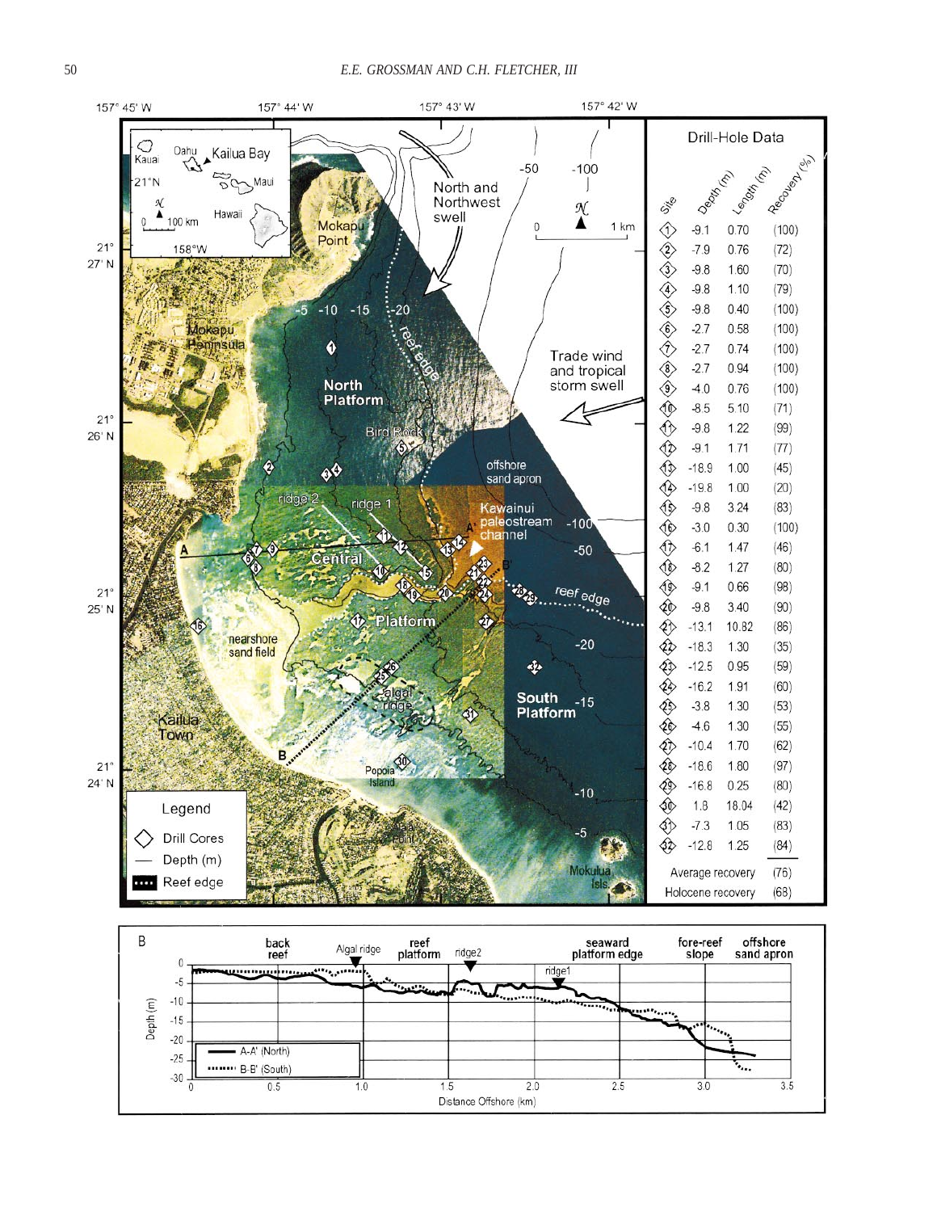**Drill-Hole Data**

| Site | Depth (m) | Length (m) | Recovery (%) |
|---|---|---|---|
| 1 | -9.1 | 0.70 | (100) |
| 2 | -7.9 | 0.76 | (72) |
| 3 | -9.8 | 1.60 | (70) |
| 4 | -9.8 | 1.10 | (79) |
| 5 | -9.8 | 0.40 | (100) |
| 6 | -2.7 | 0.58 | (100) |
| 7 | -2.7 | 0.74 | (100) |
| 8 | -2.7 | 0.94 | (100) |
| 9 | -4.0 | 0.76 | (100) |
| 10 | -8.5 | 5.10 | (71) |
| 11 | -9.8 | 1.22 | (99) |
| 12 | -9.1 | 1.71 | (77) |
| 13 | -18.9 | 1.00 | (45) |
| 14 | -19.8 | 1.00 | (20) |
| 15 | -9.8 | 3.24 | (83) |
| 16 | -3.0 | 0.30 | (100) |
| 17 | -6.1 | 1.47 | (46) |
| 18 | -8.2 | 1.27 | (80) |
| 19 | -9.1 | 0.66 | (98) |
| 20 | -9.8 | 3.40 | (90) |
| 21 | -13.1 | 10.82 | (86) |
| 22 | -18.3 | 1.30 | (35) |
| 23 | -12.5 | 0.95 | (59) |
| 24 | -16.2 | 1.91 | (60) |
| 25 | -3.8 | 1.30 | (53) |
| 26 | -4.6 | 1.30 | (55) |
| 27 | -10.4 | 1.70 | (62) |
| 28 | -18.6 | 1.80 | (97) |
| 29 | -16.8 | 0.25 | (80) |
| 30 | 1.8 | 18.04 | (42) |
| 31 | -7.3 | 1.05 | (83) |
| 32 | -12.8 | 1.25 | (84) |
| Average recovery | | | (76) |
| Holocene recovery | | | (68) |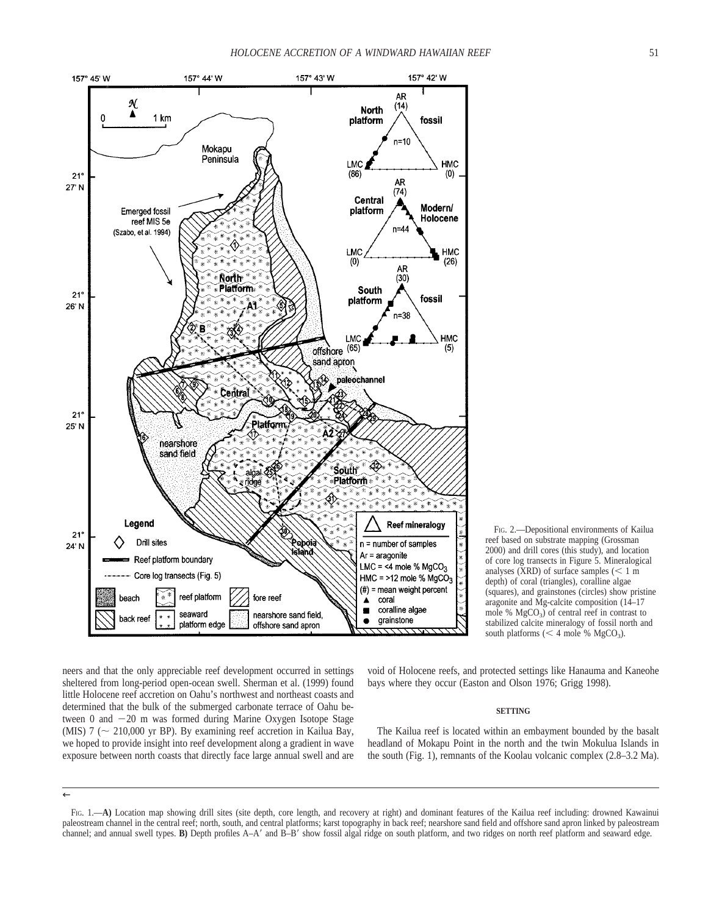FIG. 2.—Depositional environments of Kailua reef based on substrate mapping (Grossman 2000) and drill cores (this study), and location of core log transects in Figure 5. Mineralogical analyses (XRD) of surface samples (< 1 m depth) of coral (triangles), coralline algae (squares), and grainstones (circles) show pristine aragonite and Mg-calcite composition (14–17 mole % $MgCO_3$) of central reef in contrast to stabilized calcite mineralogy of fossil north and south platforms (< 4 mole % $MgCO_3$).

neers and that the only appreciable reef development occurred in settings sheltered from long-period open-ocean swell. Sherman et al. (1999) found little Holocene reef accretion on Oahu's northwest and northeast coasts and determined that the bulk of the submerged carbonate terrace of Oahu between 0 and −20 m was formed during Marine Oxygen Isotope Stage (MIS) 7 (~ 210,000 yr BP). By examining reef accretion in Kailua Bay, we hoped to provide insight into reef development along a gradient in wave exposure between north coasts that directly face large annual swell and are void of Holocene reefs, and protected settings like Hanauma and Kaneohe bays where they occur (Easton and Olson 1976; Grigg 1998).

## SETTING

The Kailua reef is located within an embayment bounded by the basalt headland of Mokapu Point in the north and the twin Mokulua Islands in the south (Fig. 1), remnants of the Koolau volcanic complex (2.8–3.2 Ma).

←

FIG. 1.—**A)** Location map showing drill sites (site depth, core length, and recovery at right) and dominant features of the Kailua reef including: drowned Kawainui paleostream channel in the central reef; north, south, and central platforms; karst topography in back reef; nearshore sand field and offshore sand apron linked by paleostream channel; and annual swell types. **B)** Depth profiles A–A′ and B–B′ show fossil algal ridge on south platform, and two ridges on north reef platform and seaward edge.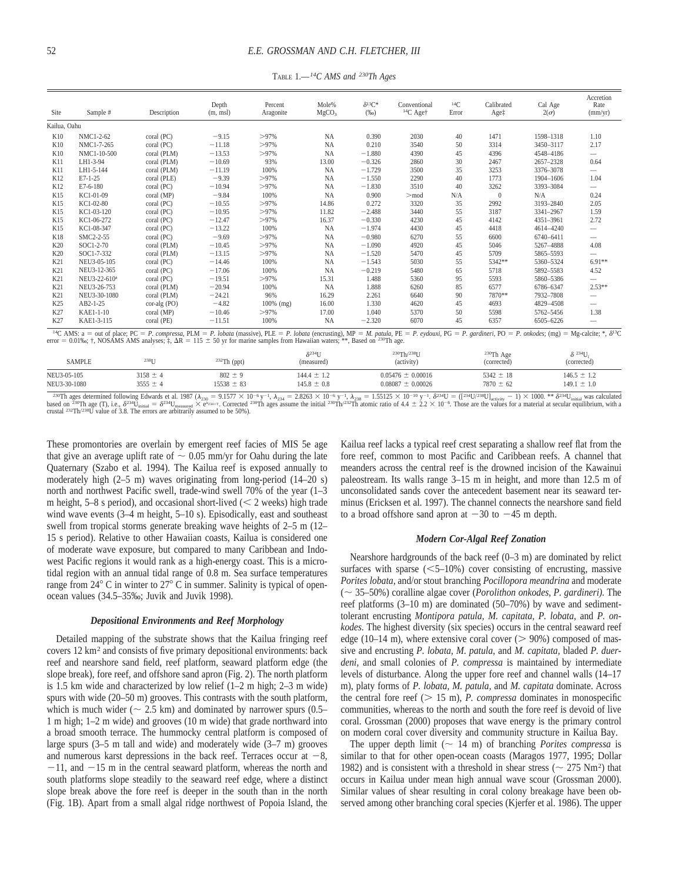TABLE 1.—$^{14}C$ AMS and $^{230}Th$ Ages

| Site | Sample # | Description | Depth (m, msl) | Percent Aragonite | Mole% $MgCO_3$ | $\delta^{13}C$* (‰) | Conventional $^{14}C$ Age† | $^{14}C$ Error | Calibrated Age‡ | Cal Age 2(σ) | Accretion Rate (mm/yr) |
|---|---|---|---|---|---|---|---|---|---|---|---|
| Kailua, Oahu | | | | | | | | | | | |
| K10 | NMC1-2-62 | coral (PC) | −9.15 | >97% | NA | 0.390 | 2030 | 40 | 1471 | 1598–1318 | 1.10 |
| K10 | NMC1-7-265 | coral (PC) | −11.18 | >97% | NA | 0.210 | 3540 | 50 | 3314 | 3450–3117 | 2.17 |
| K10 | NMC1-10-500 | coral (PLM) | −13.53 | >97% | NA | −1.880 | 4390 | 45 | 4396 | 4548–4186 | — |
| K11 | LH1-3-94 | coral (PLM) | −10.69 | 93% | 13.00 | −0.326 | 2860 | 30 | 2467 | 2657–2328 | 0.64 |
| K11 | LH1-5-144 | coral (PLM) | −11.19 | 100% | NA | −1.729 | 3500 | 35 | 3253 | 3376–3078 | — |
| K12 | E7-1-25 | coral (PLE) | −9.39 | >97% | NA | −1.550 | 2290 | 40 | 1773 | 1904–1606 | 1.04 |
| K12 | E7-6-180 | coral (PC) | −10.94 | >97% | NA | −1.830 | 3510 | 40 | 3262 | 3393–3084 | — |
| K15 | KC1-01-09 | coral (MP) | −9.84 | 100% | NA | 0.900 | >mod | N/A | 0 | N/A | 0.24 |
| K15 | KC1-02-80 | coral (PC) | −10.55 | >97% | 14.86 | 0.272 | 3320 | 35 | 2992 | 3193–2840 | 2.05 |
| K15 | KC1-03-120 | coral (PC) | −10.95 | >97% | 11.82 | −2.488 | 3440 | 55 | 3187 | 3341–2967 | 1.59 |
| K15 | KC1-06-272 | coral (PC) | −12.47 | >97% | 16.37 | −0.330 | 4230 | 45 | 4142 | 4351–3961 | 2.72 |
| K15 | KC1-08-347 | coral (PC) | −13.22 | 100% | NA | −1.974 | 4430 | 45 | 4418 | 4614–4240 | — |
| K18 | SMC2-2-55 | coral (PC) | −9.69 | >97% | NA | −0.980 | 6270 | 55 | 6600 | 6740–6411 | — |
| K20 | SOC1-2-70 | coral (PLM) | −10.45 | >97% | NA | −1.090 | 4920 | 45 | 5046 | 5267–4888 | 4.08 |
| K20 | SOC1-7-332 | coral (PLM) | −13.15 | >97% | NA | −1.520 | 5470 | 45 | 5709 | 5865–5593 | — |
| K21 | NEU3-05-105 | coral (PC) | −14.46 | 100% | NA | −1.543 | 5030 | 55 | 5342** | 5360–5324 | 6.91** |
| K21 | NEU3-12-365 | coral (PC) | −17.06 | 100% | NA | −0.219 | 5480 | 65 | 5718 | 5892–5583 | 4.52 |
| K21 | NEU3-22-610[a] | coral (PC) | −19.51 | >97% | 15.31 | 1.488 | 5360 | 95 | 5593 | 5860–5386 | — |
| K21 | NEU3-26-753 | coral (PLM) | −20.94 | 100% | NA | 1.888 | 6260 | 85 | 6577 | 6786–6347 | 2.53** |
| K21 | NEU3-30-1080 | coral (PLM) | −24.21 | 96% | 16.29 | 2.261 | 6640 | 90 | 7870** | 7932–7808 | — |
| K25 | AB2-1-25 | cor-alg (PO) | −4.82 | 100% (mg) | 16.00 | 1.330 | 4620 | 45 | 4693 | 4829–4508 | — |
| K27 | KAE1-1-10 | coral (MP) | −10.46 | >97% | 17.00 | 1.040 | 5370 | 50 | 5598 | 5762–5456 | 1.38 |
| K27 | KAE1-3-115 | coral (PE) | −11.51 | 100% | NA | −2.320 | 6070 | 45 | 6357 | 6505–6226 | — |

$^{14}C$ AMS: a = out of place; PC = *P. compressa*, PLM = *P. lobata* (massive), PLE = *P. lobata* (encrusting), MP = *M. patula*, PE = *P. eydouxi*, PG = *P. gardineri*, PO = *P. onkodes*; (mg) = Mg-calcite; *, $\delta^{13}C$ error = 0.01‰; †, NOSAMS AMS analyses; ‡, ΔR = 115 ± 50 yr for marine samples from Hawaiian waters; **, Based on $^{230}Th$ age.

| SAMPLE | $^{238}U$ | $^{232}Th$ (ppt) | $\delta^{234}U$ (measured) | $^{230}Th/^{238}U$ (activity) | $^{230}Th$ Age (corrected) | $\delta^{234}U_i$ (corrected) |
|---|---|---|---|---|---|---|
| NEU3-05-105 | 3158 ± 4 | 802 ± 9 | 144.4 ± 1.2 | 0.05476 ± 0.00016 | 5342 ± 18 | 146.5 ± 1.2 |
| NEU3-30-1080 | 3555 ± 4 | 15538 ± 83 | 145.8 ± 0.8 | 0.08087 ± 0.00026 | 7870 ± 62 | 149.1 ± 1.0 |

$^{230}Th$ ages determined following Edwards et al. 1987 ($\lambda_{230}$ = 9.1577 × $10^{-6}$ $y^{-1}$, $\lambda_{234}$ = 2.8263 × $10^{-6}$ $y^{-1}$, $\lambda_{238}$ = 1.55125 × $10^{-10}$ $y^{-1}$. $\delta^{234}U$ = ([$^{234}U/^{238}U]_{activity}$ − 1) × 1000. ** $\delta^{234}U_{initial}$ was calculated based on $^{230}Th$ age (T), i.e., $\delta^{234}U_{initial} = \delta^{234}U_{measured} \times e^{\lambda_{234} \times T}$. Corrected $^{230}Th$ ages assume the initial $^{230}Th/^{232}Th$ atomic ratio of 4.4 ± 2.2 × $10^{-6}$. Those are the values for a material at secular equilibrium, with a crustal $^{232}Th/^{238}U$ value of 3.8. The errors are arbitrarily assumed to be 50%).

These promontories are overlain by emergent reef facies of MIS 5e age that give an average uplift rate of ~ 0.05 mm/yr for Oahu during the late Quaternary (Szabo et al. 1994). The Kailua reef is exposed annually to moderately high (2–5 m) waves originating from long-period (14–20 s) north and northwest Pacific swell, trade-wind swell 70% of the year (1–3 m height, 5–8 s period), and occasional short-lived (< 2 weeks) high trade wind wave events (3–4 m height, 5–10 s). Episodically, east and southeast swell from tropical storms generate breaking wave heights of 2–5 m (12–15 s period). Relative to other Hawaiian coasts, Kailua is considered one of moderate wave exposure, but compared to many Caribbean and Indo-west Pacific regions it would rank as a high-energy coast. This is a microtidal region with an annual tidal range of 0.8 m. Sea surface temperatures range from 24° C in winter to 27° C in summer. Salinity is typical of open-ocean values (34.5–35‰; Juvik and Juvik 1998).

### *Depositional Environments and Reef Morphology*

Detailed mapping of the substrate shows that the Kailua fringing reef covers 12 km² and consists of five primary depositional environments: back reef and nearshore sand field, reef platform, seaward platform edge (the slope break), fore reef, and offshore sand apron (Fig. 2). The north platform is 1.5 km wide and characterized by low relief (1–2 m high; 2–3 m wide) spurs with wide (20–50 m) grooves. This contrasts with the south platform, which is much wider (~ 2.5 km) and dominated by narrower spurs (0.5–1 m high; 1–2 m wide) and grooves (10 m wide) that grade northward into a broad smooth terrace. The hummocky central platform is composed of large spurs (3–5 m tall and wide) and moderately wide (3–7 m) grooves and numerous karst depressions in the back reef. Terraces occur at −8, −11, and −15 m in the central seaward platform, whereas the north and south platforms slope steadily to the seaward reef edge, where a distinct slope break above the fore reef is deeper in the south than in the north (Fig. 1B). Apart from a small algal ridge northwest of Popoia Island, the Kailua reef lacks a typical reef crest separating a shallow reef flat from the fore reef, common to most Pacific and Caribbean reefs. A channel that meanders across the central reef is the drowned incision of the Kawainui paleostream. Its walls range 3–15 m in height, and more than 12.5 m of unconsolidated sands cover the antecedent basement near its seaward terminus (Ericksen et al. 1997). The channel connects the nearshore sand field to a broad offshore sand apron at −30 to −45 m depth.

### *Modern Cor-Algal Reef Zonation*

Nearshore hardgrounds of the back reef (0–3 m) are dominated by relict surfaces with sparse (<5–10%) cover consisting of encrusting, massive *Porites lobata*, and/or stout branching *Pocillopora meandrina* and moderate (~ 35–50%) coralline algae cover (*Porolithon onkodes, P. gardineri*). The reef platforms (3–10 m) are dominated (50–70%) by wave and sediment-tolerant encrusting *Montipora patula, M. capitata, P. lobata*, and *P. onkodes.* The highest diversity (six species) occurs in the central seaward reef edge (10–14 m), where extensive coral cover (> 90%) composed of massive and encrusting *P. lobata, M. patula*, and *M. capitata*, bladed *P. duerdeni*, and small colonies of *P. compressa* is maintained by intermediate levels of disturbance. Along the upper fore reef and channel walls (14–17 m), platy forms of *P. lobata, M. patula*, and *M. capitata* dominate. Across the central fore reef (> 15 m), *P. compressa* dominates in monospecific communities, whereas to the north and south the fore reef is devoid of live coral. Grossman (2000) proposes that wave energy is the primary control on modern coral cover diversity and community structure in Kailua Bay.

The upper depth limit (~ 14 m) of branching *Porites compressa* is similar to that for other open-ocean coasts (Maragos 1977, 1995; Dollar 1982) and is consistent with a threshold in shear stress (~ 275 Nm²) that occurs in Kailua under mean high annual wave scour (Grossman 2000). Similar values of shear resulting in coral colony breakage have been observed among other branching coral species (Kjerfer et al. 1986). The upper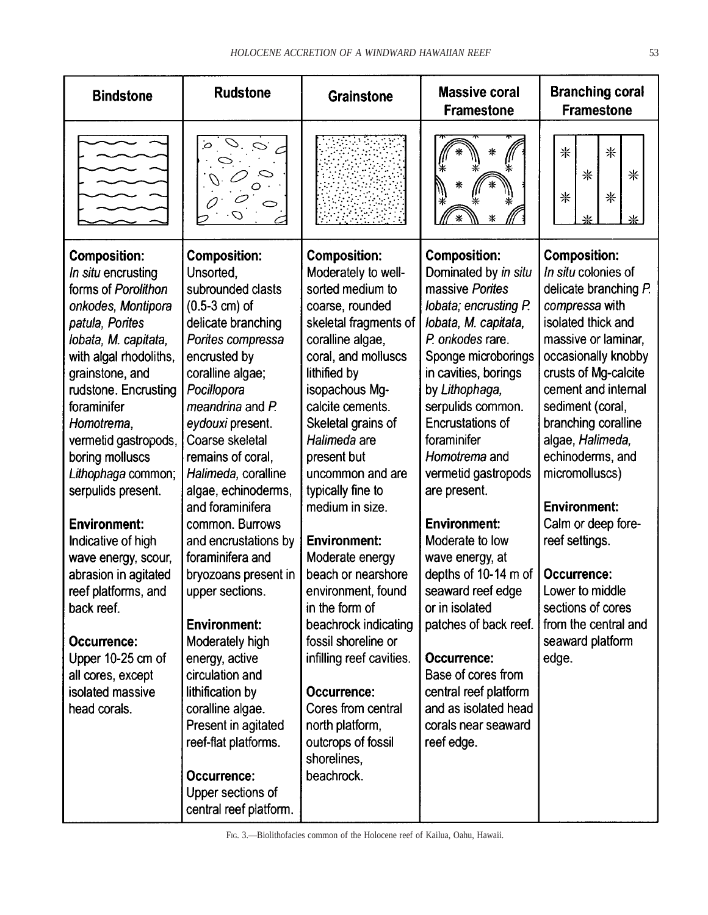| Bindstone | Rudstone | Grainstone | Massive coral Framestone | Branching coral Framestone |
|---|---|---|---|---|
| | | | | |
| **Composition:** *In situ* encrusting forms of *Porolithon onkodes, Montipora patula, Porites lobata, M. capitata,* with algal rhodoliths, grainstone, and rudstone. Encrusting foraminifer *Homotrema*, vermetid gastropods, boring molluscs *Lithophaga* common; serpulids present. | **Composition:** Unsorted, subrounded clasts (0.5-3 cm) of delicate branching *Porites compressa* encrusted by coralline algae; *Pocillopora meandrina* and *P. eydouxi* present. Coarse skeletal remains of coral, *Halimeda*, coralline algae, echinoderms, and foraminifera common. Burrows and encrustations by foraminifera and bryozoans present in upper sections. | **Composition:** Moderately to well-sorted medium to coarse, rounded skeletal fragments of coralline algae, coral, and molluscs lithified by isopachous Mg-calcite cements. Skeletal grains of *Halimeda* are present but uncommon and are typically fine to medium in size. | **Composition:** Dominated by *in situ* massive *Porites lobata*; encrusting *P. lobata, M. capitata, P. onkodes* rare. Sponge microborings in cavities, borings by *Lithophaga*, serpulids common. Encrustations of foraminifer *Homotrema* and vermetid gastropods are present. | **Composition:** *In situ* colonies of delicate branching *P. compressa* with isolated thick and massive or laminar, occasionally knobby crusts of Mg-calcite cement and internal sediment (coral, branching coralline algae, *Halimeda*, echinoderms, and micromolluscs) |
| **Environment:** Indicative of high wave energy, scour, abrasion in agitated reef platforms, and back reef. | **Environment:** Moderately high energy, active circulation and lithification by coralline algae. Present in agitated reef-flat platforms. | **Environment:** Moderate energy beach or nearshore environment, found in the form of beachrock indicating fossil shoreline or infilling reef cavities. | **Environment:** Moderate to low wave energy, at depths of 10-14 m of seaward reef edge or in isolated patches of back reef. | **Environment:** Calm or deep fore-reef settings. |
| **Occurrence:** Upper 10-25 cm of all cores, except isolated massive head corals. | **Occurrence:** Upper sections of central reef platform. | **Occurrence:** Cores from central north platform, outcrops of fossil shorelines, beachrock. | **Occurrence:** Base of cores from central reef platform and as isolated head corals near seaward reef edge. | **Occurrence:** Lower to middle sections of cores from the central and seaward platform edge. |

FIG. 3.—Biolithofacies common of the Holocene reef of Kailua, Oahu, Hawaii.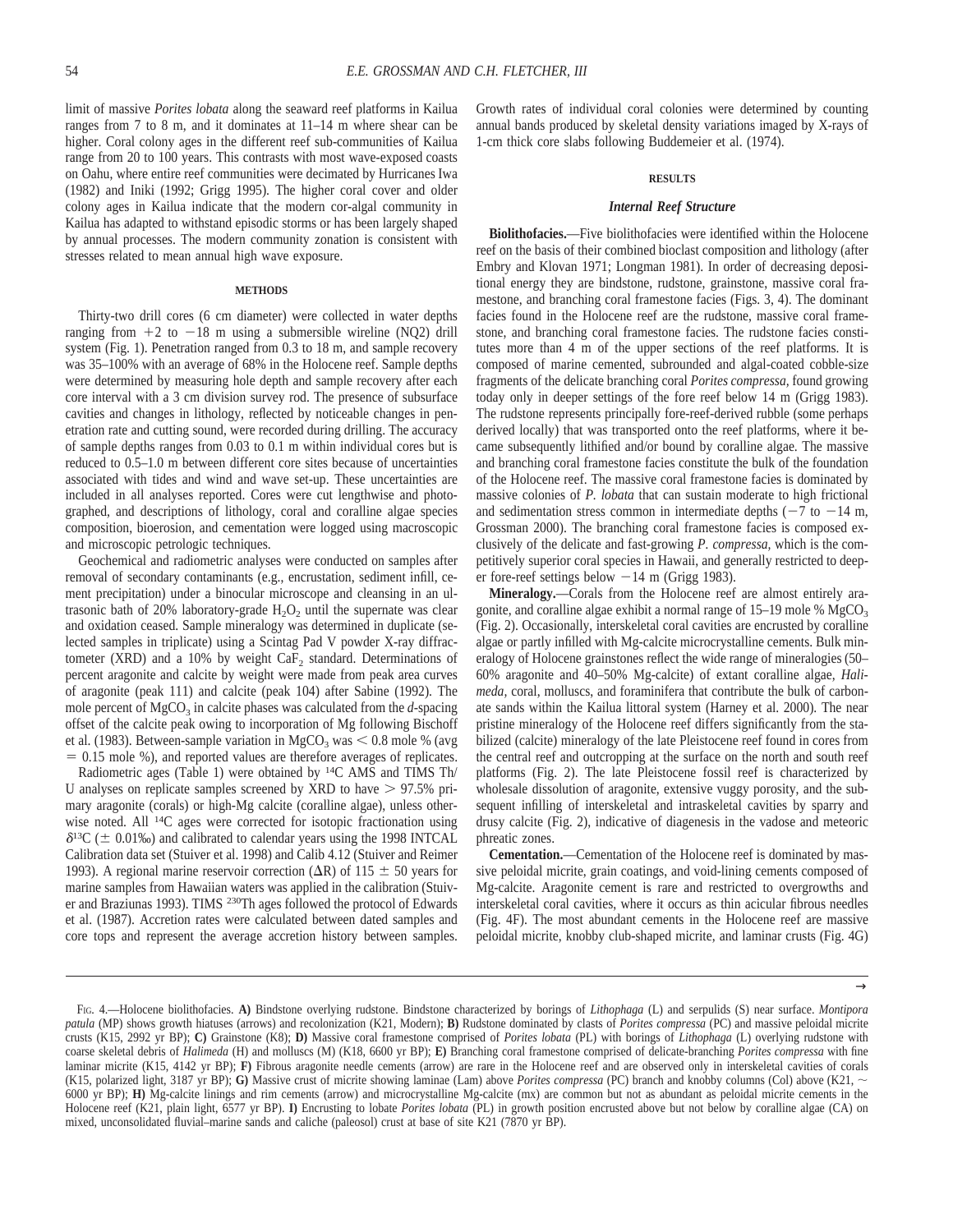limit of massive *Porites lobata* along the seaward reef platforms in Kailua ranges from 7 to 8 m, and it dominates at 11–14 m where shear can be higher. Coral colony ages in the different reef sub-communities of Kailua range from 20 to 100 years. This contrasts with most wave-exposed coasts on Oahu, where entire reef communities were decimated by Hurricanes Iwa (1982) and Iniki (1992; Grigg 1995). The higher coral cover and older colony ages in Kailua indicate that the modern cor-algal community in Kailua has adapted to withstand episodic storms or has been largely shaped by annual processes. The modern community zonation is consistent with stresses related to mean annual high wave exposure.

## METHODS

Thirty-two drill cores (6 cm diameter) were collected in water depths ranging from +2 to −18 m using a submersible wireline (NQ2) drill system (Fig. 1). Penetration ranged from 0.3 to 18 m, and sample recovery was 35–100% with an average of 68% in the Holocene reef. Sample depths were determined by measuring hole depth and sample recovery after each core interval with a 3 cm division survey rod. The presence of subsurface cavities and changes in lithology, reflected by noticeable changes in penetration rate and cutting sound, were recorded during drilling. The accuracy of sample depths ranges from 0.03 to 0.1 m within individual cores but is reduced to 0.5–1.0 m between different core sites because of uncertainties associated with tides and wind and wave set-up. These uncertainties are included in all analyses reported. Cores were cut lengthwise and photographed, and descriptions of lithology, coral and coralline algae species composition, bioerosion, and cementation were logged using macroscopic and microscopic petrologic techniques.

Geochemical and radiometric analyses were conducted on samples after removal of secondary contaminants (e.g., encrustation, sediment infill, cement precipitation) under a binocular microscope and cleansing in an ultrasonic bath of 20% laboratory-grade $H_2O_2$ until the supernate was clear and oxidation ceased. Sample mineralogy was determined in duplicate (selected samples in triplicate) using a Scintag Pad V powder X-ray diffractometer (XRD) and a 10% by weight $CaF_2$ standard. Determinations of percent aragonite and calcite by weight were made from peak area curves of aragonite (peak 111) and calcite (peak 104) after Sabine (1992). The mole percent of $MgCO_3$ in calcite phases was calculated from the *d*-spacing offset of the calcite peak owing to incorporation of Mg following Bischoff et al. (1983). Between-sample variation in $MgCO_3$ was < 0.8 mole % (avg = 0.15 mole %), and reported values are therefore averages of replicates.

Radiometric ages (Table 1) were obtained by $^{14}C$ AMS and TIMS Th/U analyses on replicate samples screened by XRD to have > 97.5% primary aragonite (corals) or high-Mg calcite (coralline algae), unless otherwise noted. All $^{14}C$ ages were corrected for isotopic fractionation using $\delta^{13}C$ (± 0.01‰) and calibrated to calendar years using the 1998 INTCAL Calibration data set (Stuiver et al. 1998) and Calib 4.12 (Stuiver and Reimer 1993). A regional marine reservoir correction ($\Delta R$) of 115 ± 50 years for marine samples from Hawaiian waters was applied in the calibration (Stuiver and Braziunas 1993). TIMS $^{230}Th$ ages followed the protocol of Edwards et al. (1987). Accretion rates were calculated between dated samples and core tops and represent the average accretion history between samples. Growth rates of individual coral colonies were determined by counting annual bands produced by skeletal density variations imaged by X-rays of 1-cm thick core slabs following Buddemeier et al. (1974).

## RESULTS

### Internal Reef Structure

**Biolithofacies.**—Five biolithofacies were identified within the Holocene reef on the basis of their combined bioclast composition and lithology (after Embry and Klovan 1971; Longman 1981). In order of decreasing depositional energy they are bindstone, rudstone, grainstone, massive coral framestone, and branching coral framestone facies (Figs. 3, 4). The dominant facies found in the Holocene reef are the rudstone, massive coral framestone, and branching coral framestone facies. The rudstone facies constitutes more than 4 m of the upper sections of the reef platforms. It is composed of marine cemented, subrounded and algal-coated cobble-size fragments of the delicate branching coral *Porites compressa,* found growing today only in deeper settings of the fore reef below 14 m (Grigg 1983). The rudstone represents principally fore-reef-derived rubble (some perhaps derived locally) that was transported onto the reef platforms, where it became subsequently lithified and/or bound by coralline algae. The massive and branching coral framestone facies constitute the bulk of the foundation of the Holocene reef. The massive coral framestone facies is dominated by massive colonies of *P. lobata* that can sustain moderate to high frictional and sedimentation stress common in intermediate depths (−7 to −14 m, Grossman 2000). The branching coral framestone facies is composed exclusively of the delicate and fast-growing *P. compressa,* which is the competitively superior coral species in Hawaii, and generally restricted to deeper fore-reef settings below −14 m (Grigg 1983).

**Mineralogy.**—Corals from the Holocene reef are almost entirely aragonite, and coralline algae exhibit a normal range of 15–19 mole % $MgCO_3$ (Fig. 2). Occasionally, interskeletal coral cavities are encrusted by coralline algae or partly infilled with Mg-calcite microcrystalline cements. Bulk mineralogy of Holocene grainstones reflect the wide range of mineralogies (50–60% aragonite and 40–50% Mg-calcite) of extant coralline algae, *Halimeda,* coral, molluscs, and foraminifera that contribute the bulk of carbonate sands within the Kailua littoral system (Harney et al. 2000). The near pristine mineralogy of the Holocene reef differs significantly from the stabilized (calcite) mineralogy of the late Pleistocene reef found in cores from the central reef and outcropping at the surface on the north and south reef platforms (Fig. 2). The late Pleistocene fossil reef is characterized by wholesale dissolution of aragonite, extensive vuggy porosity, and the subsequent infilling of interskeletal and intraskeletal cavities by sparry and drusy calcite (Fig. 2), indicative of diagenesis in the vadose and meteoric phreatic zones.

**Cementation.**—Cementation of the Holocene reef is dominated by massive peloidal micrite, grain coatings, and void-lining cements composed of Mg-calcite. Aragonite cement is rare and restricted to overgrowths and interskeletal coral cavities, where it occurs as thin acicular fibrous needles (Fig. 4F). The most abundant cements in the Holocene reef are massive peloidal micrite, knobby club-shaped micrite, and laminar crusts (Fig. 4G)

FIG. 4.—Holocene biolithofacies. **A)** Bindstone overlying rudstone. Bindstone characterized by borings of *Lithophaga* (L) and serpulids (S) near surface. *Montipora patula* (MP) shows growth hiatuses (arrows) and recolonization (K21, Modern); **B)** Rudstone dominated by clasts of *Porites compressa* (PC) and massive peloidal micrite crusts (K15, 2992 yr BP); **C)** Grainstone (K8); **D)** Massive coral framestone comprised of *Porites lobata* (PL) with borings of *Lithophaga* (L) overlying rudstone with coarse skeletal debris of *Halimeda* (H) and molluscs (M) (K18, 6600 yr BP); **E)** Branching coral framestone comprised of delicate-branching *Porites compressa* with fine laminar micrite (K15, 4142 yr BP); **F)** Fibrous aragonite needle cements (arrow) are rare in the Holocene reef and are observed only in interskeletal cavities of corals (K15, polarized light, 3187 yr BP); **G)** Massive crust of micrite showing laminae (Lam) above *Porites compressa* (PC) branch and knobby columns (Col) above (K21, ~ 6000 yr BP); **H)** Mg-calcite linings and rim cements (arrow) and microcrystalline Mg-calcite (mx) are common but not as abundant as peloidal micrite cements in the Holocene reef (K21, plain light, 6577 yr BP). **I)** Encrusting to lobate *Porites lobata* (PL) in growth position encrusted above but not below by coralline algae (CA) on mixed, unconsolidated fluvial–marine sands and caliche (paleosol) crust at base of site K21 (7870 yr BP).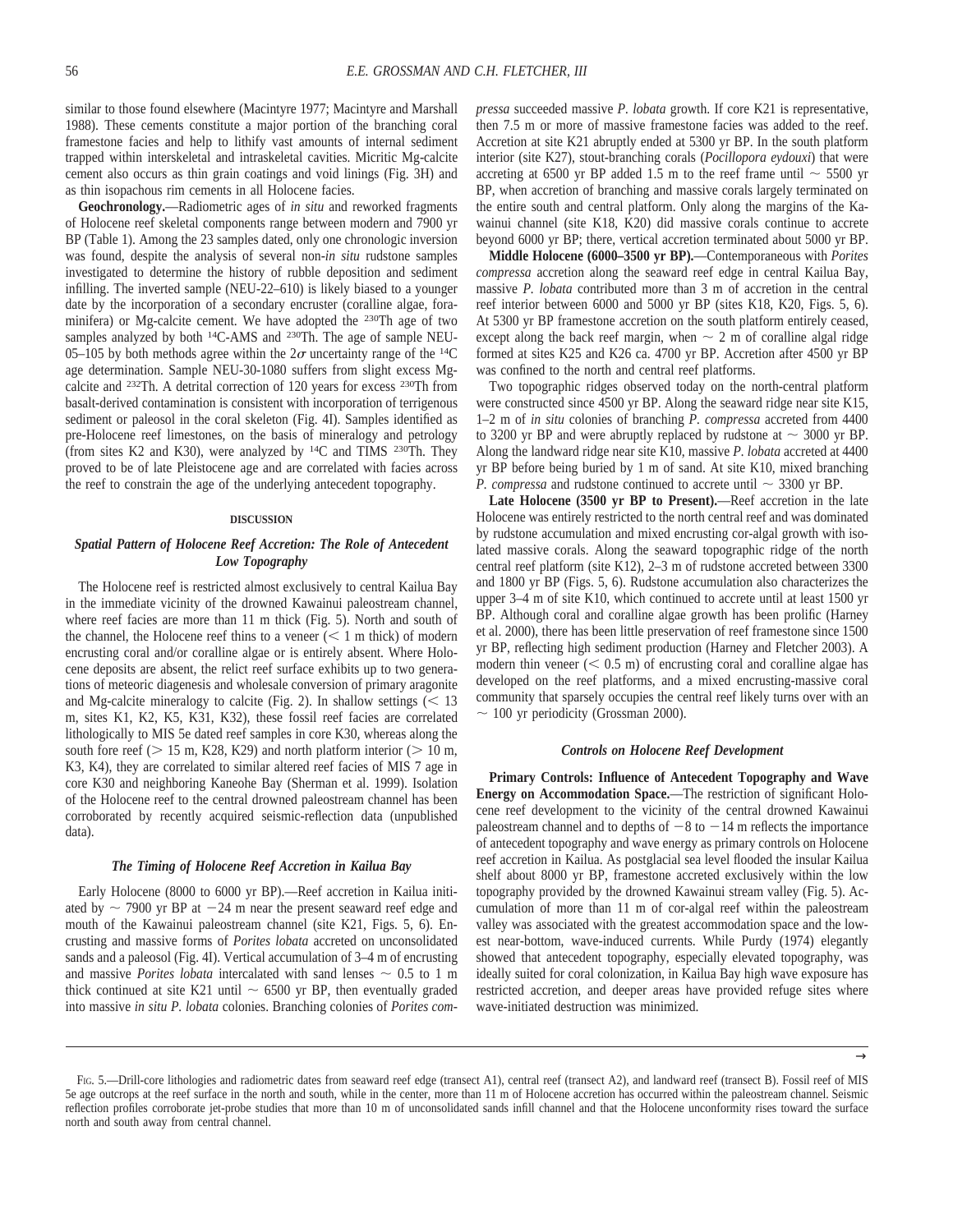similar to those found elsewhere (Macintyre 1977; Macintyre and Marshall 1988). These cements constitute a major portion of the branching coral framestone facies and help to lithify vast amounts of internal sediment trapped within interskeletal and intraskeletal cavities. Micritic Mg-calcite cement also occurs as thin grain coatings and void linings (Fig. 3H) and as thin isopachous rim cements in all Holocene facies.

**Geochronology.**—Radiometric ages of *in situ* and reworked fragments of Holocene reef skeletal components range between modern and 7900 yr BP (Table 1). Among the 23 samples dated, only one chronologic inversion was found, despite the analysis of several non-*in situ* rudstone samples investigated to determine the history of rubble deposition and sediment infilling. The inverted sample (NEU-22–610) is likely biased to a younger date by the incorporation of a secondary encruster (coralline algae, foraminifera) or Mg-calcite cement. We have adopted the $^{230}$Th age of two samples analyzed by both $^{14}$C-AMS and $^{230}$Th. The age of sample NEU-05–105 by both methods agree within the $2\sigma$ uncertainty range of the $^{14}$C age determination. Sample NEU-30-1080 suffers from slight excess Mg-calcite and $^{232}$Th. A detrital correction of 120 years for excess $^{230}$Th from basalt-derived contamination is consistent with incorporation of terrigenous sediment or paleosol in the coral skeleton (Fig. 4I). Samples identified as pre-Holocene reef limestones, on the basis of mineralogy and petrology (from sites K2 and K30), were analyzed by $^{14}$C and TIMS $^{230}$Th. They proved to be of late Pleistocene age and are correlated with facies across the reef to constrain the age of the underlying antecedent topography.

## DISCUSSION

### *Spatial Pattern of Holocene Reef Accretion: The Role of Antecedent Low Topography*

The Holocene reef is restricted almost exclusively to central Kailua Bay in the immediate vicinity of the drowned Kawainui paleostream channel, where reef facies are more than 11 m thick (Fig. 5). North and south of the channel, the Holocene reef thins to a veneer ($<$ 1 m thick) of modern encrusting coral and/or coralline algae or is entirely absent. Where Holocene deposits are absent, the relict reef surface exhibits up to two generations of meteoric diagenesis and wholesale conversion of primary aragonite and Mg-calcite mineralogy to calcite (Fig. 2). In shallow settings ($<$ 13 m, sites K1, K2, K5, K31, K32), these fossil reef facies are correlated lithologically to MIS 5e dated reef samples in core K30, whereas along the south fore reef ($>$ 15 m, K28, K29) and north platform interior ($>$ 10 m, K3, K4), they are correlated to similar altered reef facies of MIS 7 age in core K30 and neighboring Kaneohe Bay (Sherman et al. 1999). Isolation of the Holocene reef to the central drowned paleostream channel has been corroborated by recently acquired seismic-reflection data (unpublished data).

### *The Timing of Holocene Reef Accretion in Kailua Bay*

Early Holocene (8000 to 6000 yr BP).—Reef accretion in Kailua initiated by ~ 7900 yr BP at −24 m near the present seaward reef edge and mouth of the Kawainui paleostream channel (site K21, Figs. 5, 6). Encrusting and massive forms of *Porites lobata* accreted on unconsolidated sands and a paleosol (Fig. 4I). Vertical accumulation of 3–4 m of encrusting and massive *Porites lobata* intercalated with sand lenses ~ 0.5 to 1 m thick continued at site K21 until ~ 6500 yr BP, then eventually graded into massive *in situ P. lobata* colonies. Branching colonies of *Porites compressa* succeeded massive *P. lobata* growth. If core K21 is representative, then 7.5 m or more of massive framestone facies was added to the reef. Accretion at site K21 abruptly ended at 5300 yr BP. In the south platform interior (site K27), stout-branching corals (*Pocillopora eydouxi*) that were accreting at 6500 yr BP added 1.5 m to the reef frame until ~ 5500 yr BP, when accretion of branching and massive corals largely terminated on the entire south and central platform. Only along the margins of the Kawainui channel (site K18, K20) did massive corals continue to accrete beyond 6000 yr BP; there, vertical accretion terminated about 5000 yr BP.

**Middle Holocene (6000–3500 yr BP).**—Contemporaneous with *Porites compressa* accretion along the seaward reef edge in central Kailua Bay, massive *P. lobata* contributed more than 3 m of accretion in the central reef interior between 6000 and 5000 yr BP (sites K18, K20, Figs. 5, 6). At 5300 yr BP framestone accretion on the south platform entirely ceased, except along the back reef margin, when ~ 2 m of coralline algal ridge formed at sites K25 and K26 ca. 4700 yr BP. Accretion after 4500 yr BP was confined to the north and central reef platforms.

Two topographic ridges observed today on the north-central platform were constructed since 4500 yr BP. Along the seaward ridge near site K15, 1–2 m of *in situ* colonies of branching *P. compressa* accreted from 4400 to 3200 yr BP and were abruptly replaced by rudstone at ~ 3000 yr BP. Along the landward ridge near site K10, massive *P. lobata* accreted at 4400 yr BP before being buried by 1 m of sand. At site K10, mixed branching *P. compressa* and rudstone continued to accrete until ~ 3300 yr BP.

**Late Holocene (3500 yr BP to Present).**—Reef accretion in the late Holocene was entirely restricted to the north central reef and was dominated by rudstone accumulation and mixed encrusting cor-algal growth with isolated massive corals. Along the seaward topographic ridge of the north central reef platform (site K12), 2–3 m of rudstone accreted between 3300 and 1800 yr BP (Figs. 5, 6). Rudstone accumulation also characterizes the upper 3–4 m of site K10, which continued to accrete until at least 1500 yr BP. Although coral and coralline algae growth has been prolific (Harney et al. 2000), there has been little preservation of reef framestone since 1500 yr BP, reflecting high sediment production (Harney and Fletcher 2003). A modern thin veneer ($<$ 0.5 m) of encrusting coral and coralline algae has developed on the reef platforms, and a mixed encrusting-massive coral community that sparsely occupies the central reef likely turns over with an ~ 100 yr periodicity (Grossman 2000).

### *Controls on Holocene Reef Development*

**Primary Controls: Influence of Antecedent Topography and Wave Energy on Accommodation Space.**—The restriction of significant Holocene reef development to the vicinity of the central drowned Kawainui paleostream channel and to depths of −8 to −14 m reflects the importance of antecedent topography and wave energy as primary controls on Holocene reef accretion in Kailua. As postglacial sea level flooded the insular Kailua shelf about 8000 yr BP, framestone accreted exclusively within the low topography provided by the drowned Kawainui stream valley (Fig. 5). Accumulation of more than 11 m of cor-algal reef within the paleostream valley was associated with the greatest accommodation space and the lowest near-bottom, wave-induced currents. While Purdy (1974) elegantly showed that antecedent topography, especially elevated topography, was ideally suited for coral colonization, in Kailua Bay high wave exposure has restricted accretion, and deeper areas have provided refuge sites where wave-initiated destruction was minimized.

FIG. 5.—Drill-core lithologies and radiometric dates from seaward reef edge (transect A1), central reef (transect A2), and landward reef (transect B). Fossil reef of MIS 5e age outcrops at the reef surface in the north and south, while in the center, more than 11 m of Holocene accretion has occurred within the paleostream channel. Seismic reflection profiles corroborate jet-probe studies that more than 10 m of unconsolidated sands infill channel and that the Holocene unconformity rises toward the surface north and south away from central channel.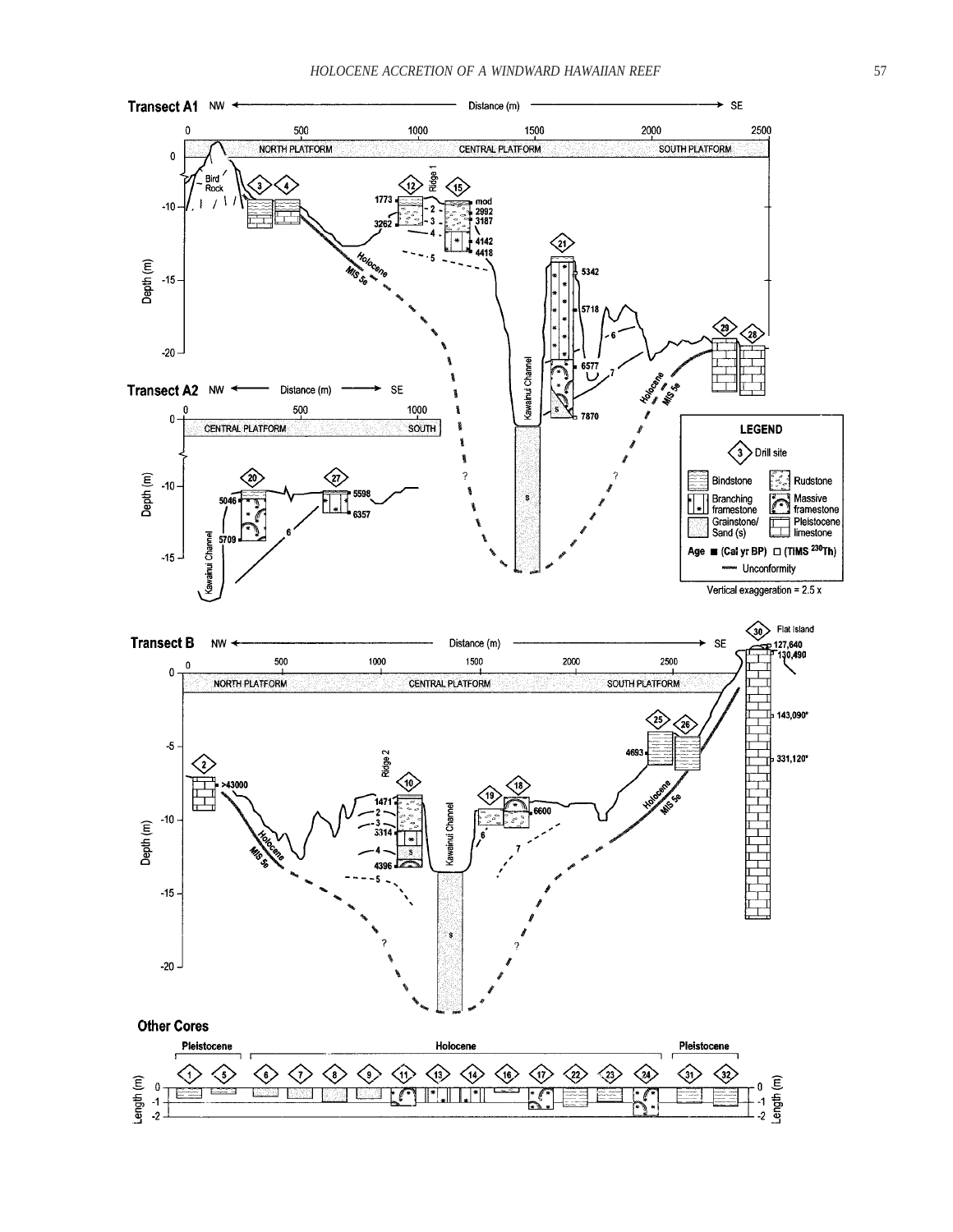**Transect A1** NW ← Distance (m) → SE

0 500 1000 1500 2000 2500

NORTH PLATFORM CENTRAL PLATFORM SOUTH PLATFORM

Depth (m): 0, -5, -10, -15, -20

Bird Rock

Ridge 1

Drill sites: 3, 4, 12, 15, 21, 29, 28

Ages: 1773, 3262, mod, 2992, 3187, 4142, 4418, 5342, 5718, 6577, 7870

Holocene, MIS 5e, Kawainui Channel, s

**Transect A2** NW ← Distance (m) → SE

0 500 1000

CENTRAL PLATFORM SOUTH

Depth (m): 0, -10, -15

Drill sites: 20, 27

Ages: 5046, 5709, 5598, 6357

Kawainui Channel

**LEGEND**

- Drill site
- Bindstone
- Rudstone
- Branching framestone
- Massive framestone
- Grainstone/ Sand (s)
- Pleistocene limestone
- Age ■ (Cal yr BP) □ (TIMS $^{230}Th$)
- Unconformity

Vertical exaggeration = 2.5 x

**Transect B** NW ← Distance (m) → SE

0 500 1000 1500 2000 2500

NORTH PLATFORM CENTRAL PLATFORM SOUTH PLATFORM

Depth (m): 0, -5, -10, -15, -20

Flat Island

Ridge 2

Drill sites: 2, 10, 19, 18, 25, 26, 30

Ages: >43000, 1471, 3314, 4396, 6600, 4693, 127,640, 130,490, 143,090*, 331,120*

Holocene, MIS 5e, Kawainui Channel, s

**Other Cores**

Pleistocene: 1, 5 | Holocene: 6, 7, 8, 9, 11, 13, 14, 16, 17, 22, 23, 24 | Pleistocene: 31, 32

Length (m): 0, -1, -2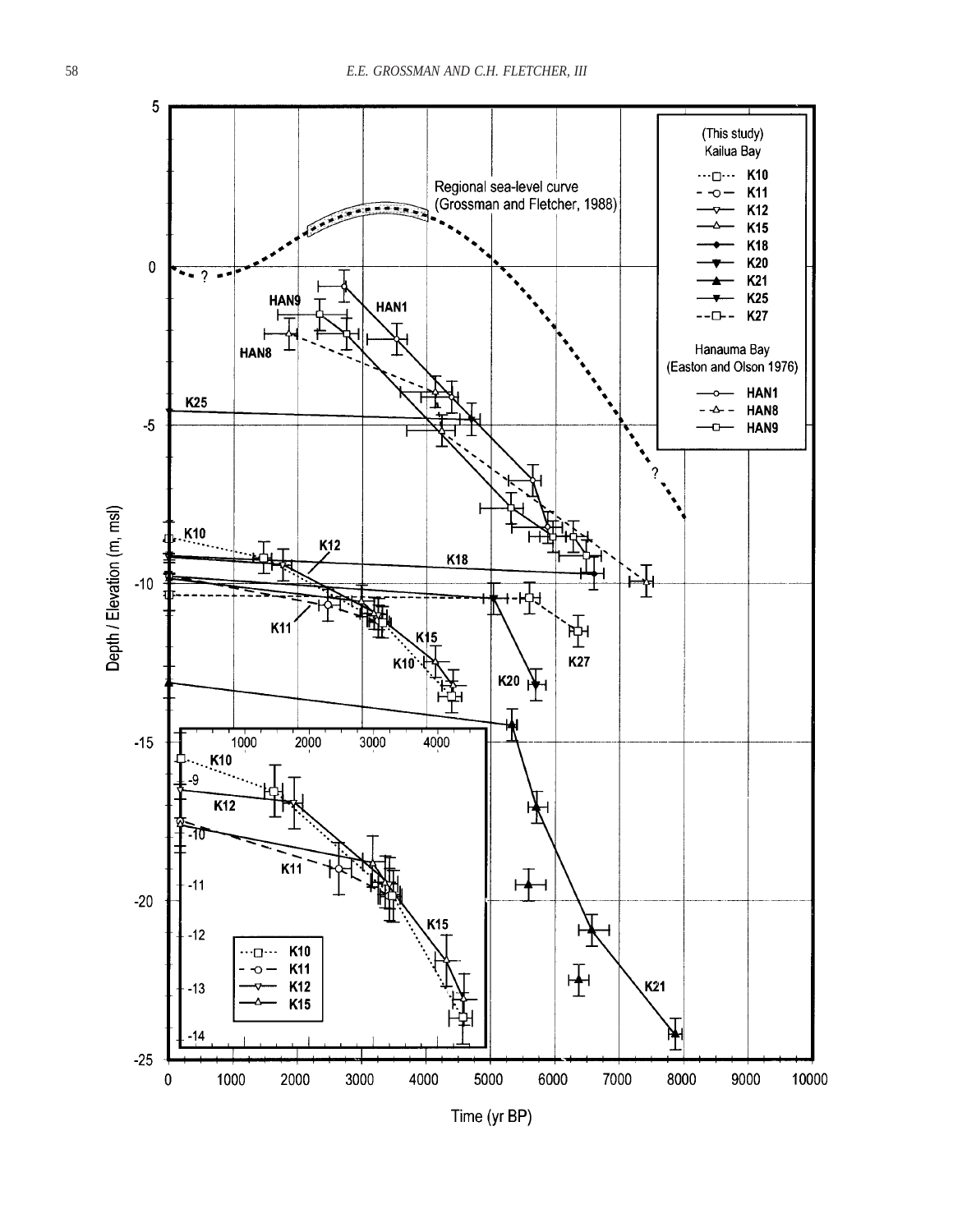(This study)
Kailua Bay

- K10
- K11
- K12
- K15
- K18
- K20
- K21
- K25
- K27

Hanauma Bay
(Easton and Olson 1976)

- HAN1
- HAN8
- HAN9

Regional sea-level curve
(Grossman and Fletcher, 1988)

Depth / Elevation (m, msl)

Time (yr BP)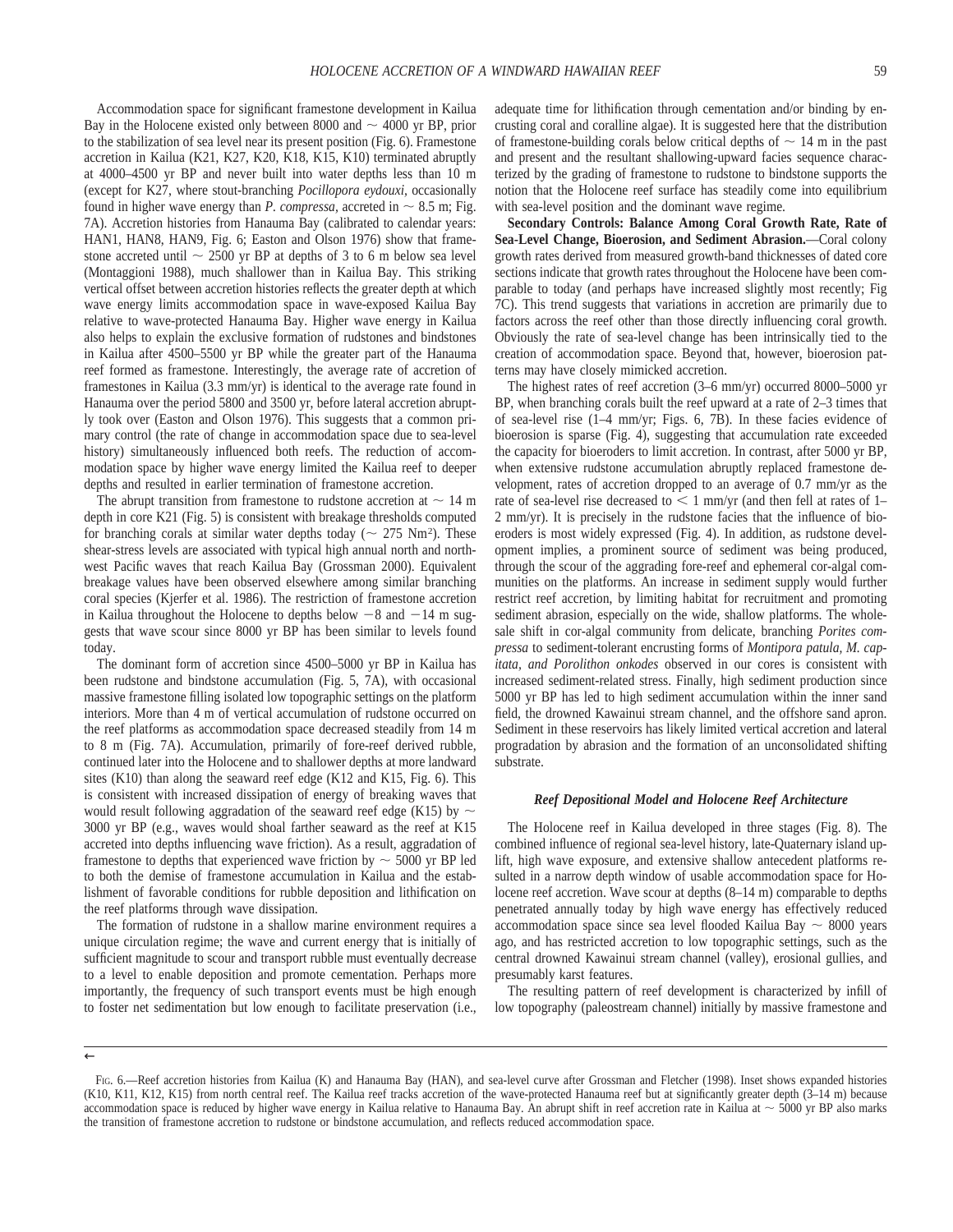Accommodation space for significant framestone development in Kailua Bay in the Holocene existed only between 8000 and ~ 4000 yr BP, prior to the stabilization of sea level near its present position (Fig. 6). Framestone accretion in Kailua (K21, K27, K20, K18, K15, K10) terminated abruptly at 4000–4500 yr BP and never built into water depths less than 10 m (except for K27, where stout-branching *Pocillopora eydouxi*, occasionally found in higher wave energy than *P. compressa*, accreted in ~ 8.5 m; Fig. 7A). Accretion histories from Hanauma Bay (calibrated to calendar years: HAN1, HAN8, HAN9, Fig. 6; Easton and Olson 1976) show that framestone accreted until ~ 2500 yr BP at depths of 3 to 6 m below sea level (Montaggioni 1988), much shallower than in Kailua Bay. This striking vertical offset between accretion histories reflects the greater depth at which wave energy limits accommodation space in wave-exposed Kailua Bay relative to wave-protected Hanauma Bay. Higher wave energy in Kailua also helps to explain the exclusive formation of rudstones and bindstones in Kailua after 4500–5500 yr BP while the greater part of the Hanauma reef formed as framestone. Interestingly, the average rate of accretion of framestones in Kailua (3.3 mm/yr) is identical to the average rate found in Hanauma over the period 5800 and 3500 yr, before lateral accretion abruptly took over (Easton and Olson 1976). This suggests that a common primary control (the rate of change in accommodation space due to sea-level history) simultaneously influenced both reefs. The reduction of accommodation space by higher wave energy limited the Kailua reef to deeper depths and resulted in earlier termination of framestone accretion.

The abrupt transition from framestone to rudstone accretion at ~ 14 m depth in core K21 (Fig. 5) is consistent with breakage thresholds computed for branching corals at similar water depths today (~ 275 Nm²). These shear-stress levels are associated with typical high annual north and northwest Pacific waves that reach Kailua Bay (Grossman 2000). Equivalent breakage values have been observed elsewhere among similar branching coral species (Kjerfer et al. 1986). The restriction of framestone accretion in Kailua throughout the Holocene to depths below −8 and −14 m suggests that wave scour since 8000 yr BP has been similar to levels found today.

The dominant form of accretion since 4500–5000 yr BP in Kailua has been rudstone and bindstone accumulation (Fig. 5, 7A), with occasional massive framestone filling isolated low topographic settings on the platform interiors. More than 4 m of vertical accumulation of rudstone occurred on the reef platforms as accommodation space decreased steadily from 14 m to 8 m (Fig. 7A). Accumulation, primarily of fore-reef derived rubble, continued later into the Holocene and to shallower depths at more landward sites (K10) than along the seaward reef edge (K12 and K15, Fig. 6). This is consistent with increased dissipation of energy of breaking waves that would result following aggradation of the seaward reef edge (K15) by ~ 3000 yr BP (e.g., waves would shoal farther seaward as the reef at K15 accreted into depths influencing wave friction). As a result, aggradation of framestone to depths that experienced wave friction by ~ 5000 yr BP led to both the demise of framestone accumulation in Kailua and the establishment of favorable conditions for rubble deposition and lithification on the reef platforms through wave dissipation.

The formation of rudstone in a shallow marine environment requires a unique circulation regime; the wave and current energy that is initially of sufficient magnitude to scour and transport rubble must eventually decrease to a level to enable deposition and promote cementation. Perhaps more importantly, the frequency of such transport events must be high enough to foster net sedimentation but low enough to facilitate preservation (i.e., adequate time for lithification through cementation and/or binding by encrusting coral and coralline algae). It is suggested here that the distribution of framestone-building corals below critical depths of ~ 14 m in the past and present and the resultant shallowing-upward facies sequence characterized by the grading of framestone to rudstone to bindstone supports the notion that the Holocene reef surface has steadily come into equilibrium with sea-level position and the dominant wave regime.

**Secondary Controls: Balance Among Coral Growth Rate, Rate of Sea-Level Change, Bioerosion, and Sediment Abrasion.**—Coral colony growth rates derived from measured growth-band thicknesses of dated core sections indicate that growth rates throughout the Holocene have been comparable to today (and perhaps have increased slightly most recently; Fig 7C). This trend suggests that variations in accretion are primarily due to factors across the reef other than those directly influencing coral growth. Obviously the rate of sea-level change has been intrinsically tied to the creation of accommodation space. Beyond that, however, bioerosion patterns may have closely mimicked accretion.

The highest rates of reef accretion (3–6 mm/yr) occurred 8000–5000 yr BP, when branching corals built the reef upward at a rate of 2–3 times that of sea-level rise (1–4 mm/yr; Figs. 6, 7B). In these facies evidence of bioerosion is sparse (Fig. 4), suggesting that accumulation rate exceeded the capacity for bioeroders to limit accretion. In contrast, after 5000 yr BP, when extensive rudstone accumulation abruptly replaced framestone development, rates of accretion dropped to an average of 0.7 mm/yr as the rate of sea-level rise decreased to < 1 mm/yr (and then fell at rates of 1–2 mm/yr). It is precisely in the rudstone facies that the influence of bioeroders is most widely expressed (Fig. 4). In addition, as rudstone development implies, a prominent source of sediment was being produced, through the scour of the aggrading fore-reef and ephemeral cor-algal communities on the platforms. An increase in sediment supply would further restrict reef accretion, by limiting habitat for recruitment and promoting sediment abrasion, especially on the wide, shallow platforms. The wholesale shift in cor-algal community from delicate, branching *Porites compressa* to sediment-tolerant encrusting forms of *Montipora patula, M. capitata, and Porolithon onkodes* observed in our cores is consistent with increased sediment-related stress. Finally, high sediment production since 5000 yr BP has led to high sediment accumulation within the inner sand field, the drowned Kawainui stream channel, and the offshore sand apron. Sediment in these reservoirs has likely limited vertical accretion and lateral progradation by abrasion and the formation of an unconsolidated shifting substrate.

### *Reef Depositional Model and Holocene Reef Architecture*

The Holocene reef in Kailua developed in three stages (Fig. 8). The combined influence of regional sea-level history, late-Quaternary island uplift, high wave exposure, and extensive shallow antecedent platforms resulted in a narrow depth window of usable accommodation space for Holocene reef accretion. Wave scour at depths (8–14 m) comparable to depths penetrated annually today by high wave energy has effectively reduced accommodation space since sea level flooded Kailua Bay ~ 8000 years ago, and has restricted accretion to low topographic settings, such as the central drowned Kawainui stream channel (valley), erosional gullies, and presumably karst features.

The resulting pattern of reef development is characterized by infill of low topography (paleostream channel) initially by massive framestone and

←

FIG. 6.—Reef accretion histories from Kailua (K) and Hanauma Bay (HAN), and sea-level curve after Grossman and Fletcher (1998). Inset shows expanded histories (K10, K11, K12, K15) from north central reef. The Kailua reef tracks accretion of the wave-protected Hanauma reef but at significantly greater depth (3–14 m) because accommodation space is reduced by higher wave energy in Kailua relative to Hanauma Bay. An abrupt shift in reef accretion rate in Kailua at ~ 5000 yr BP also marks the transition of framestone accretion to rudstone or bindstone accumulation, and reflects reduced accommodation space.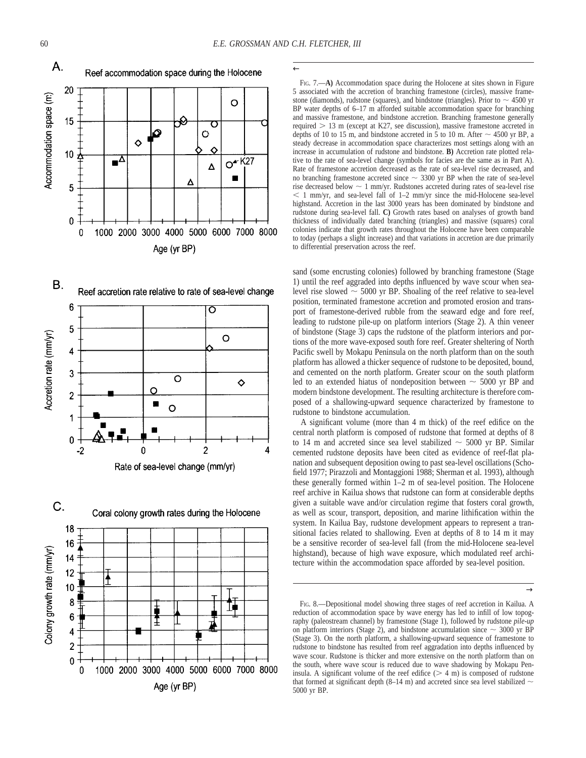Fig. 7.—**A)** Accommodation space during the Holocene at sites shown in Figure 5 associated with the accretion of branching framestone (circles), massive framestone (diamonds), rudstone (squares), and bindstone (triangles). Prior to ~ 4500 yr BP water depths of 6–17 m afforded suitable accommodation space for branching and massive framestone, and bindstone accretion. Branching framestone generally required > 13 m (except at K27, see discussion), massive framestone accreted in depths of 10 to 15 m, and bindstone accreted in 5 to 10 m. After ~ 4500 yr BP, a steady decrease in accommodation space characterizes most settings along with an increase in accumulation of rudstone and bindstone. **B)** Accretion rate plotted relative to the rate of sea-level change (symbols for facies are the same as in Part A). Rate of framestone accretion decreased as the rate of sea-level rise decreased, and no branching framestone accreted since ~ 3300 yr BP when the rate of sea-level rise decreased below ~ 1 mm/yr. Rudstones accreted during rates of sea-level rise < 1 mm/yr, and sea-level fall of 1–2 mm/yr since the mid-Holocene sea-level highstand. Accretion in the last 3000 years has been dominated by bindstone and rudstone during sea-level fall. **C)** Growth rates based on analyses of growth band thickness of individually dated branching (triangles) and massive (squares) coral colonies indicate that growth rates throughout the Holocene have been comparable to today (perhaps a slight increase) and that variations in accretion are due primarily to differential preservation across the reef.

sand (some encrusting colonies) followed by branching framestone (Stage 1) until the reef aggraded into depths influenced by wave scour when sea-level rise slowed ~ 5000 yr BP. Shoaling of the reef relative to sea-level position, terminated framestone accretion and promoted erosion and transport of framestone-derived rubble from the seaward edge and fore reef, leading to rudstone pile-up on platform interiors (Stage 2). A thin veneer of bindstone (Stage 3) caps the rudstone of the platform interiors and portions of the more wave-exposed south fore reef. Greater sheltering of North Pacific swell by Mokapu Peninsula on the north platform than on the south platform has allowed a thicker sequence of rudstone to be deposited, bound, and cemented on the north platform. Greater scour on the south platform led to an extended hiatus of nondeposition between ~ 5000 yr BP and modern bindstone development. The resulting architecture is therefore composed of a shallowing-upward sequence characterized by framestone to rudstone to bindstone accumulation.

A significant volume (more than 4 m thick) of the reef edifice on the central north platform is composed of rudstone that formed at depths of 8 to 14 m and accreted since sea level stabilized ~ 5000 yr BP. Similar cemented rudstone deposits have been cited as evidence of reef-flat planation and subsequent deposition owing to past sea-level oscillations (Schofield 1977; Pirazzoli and Montaggioni 1988; Sherman et al. 1993), although these generally formed within 1–2 m of sea-level position. The Holocene reef archive in Kailua shows that rudstone can form at considerable depths given a suitable wave and/or circulation regime that fosters coral growth, as well as scour, transport, deposition, and marine lithification within the system. In Kailua Bay, rudstone development appears to represent a transitional facies related to shallowing. Even at depths of 8 to 14 m it may be a sensitive recorder of sea-level fall (from the mid-Holocene sea-level highstand), because of high wave exposure, which modulated reef architecture within the accommodation space afforded by sea-level position.

Fig. 8.—Depositional model showing three stages of reef accretion in Kailua. A reduction of accommodation space by wave energy has led to infill of low topography (paleostream channel) by framestone (Stage 1), followed by rudstone *pile-up* on platform interiors (Stage 2), and bindstone accumulation since ~ 3000 yr BP (Stage 3). On the north platform, a shallowing-upward sequence of framestone to rudstone to bindstone has resulted from reef aggradation into depths influenced by wave scour. Rudstone is thicker and more extensive on the north platform than on the south, where wave scour is reduced due to wave shadowing by Mokapu Peninsula. A significant volume of the reef edifice (> 4 m) is composed of rudstone that formed at significant depth (8–14 m) and accreted since sea level stabilized ~ 5000 yr BP.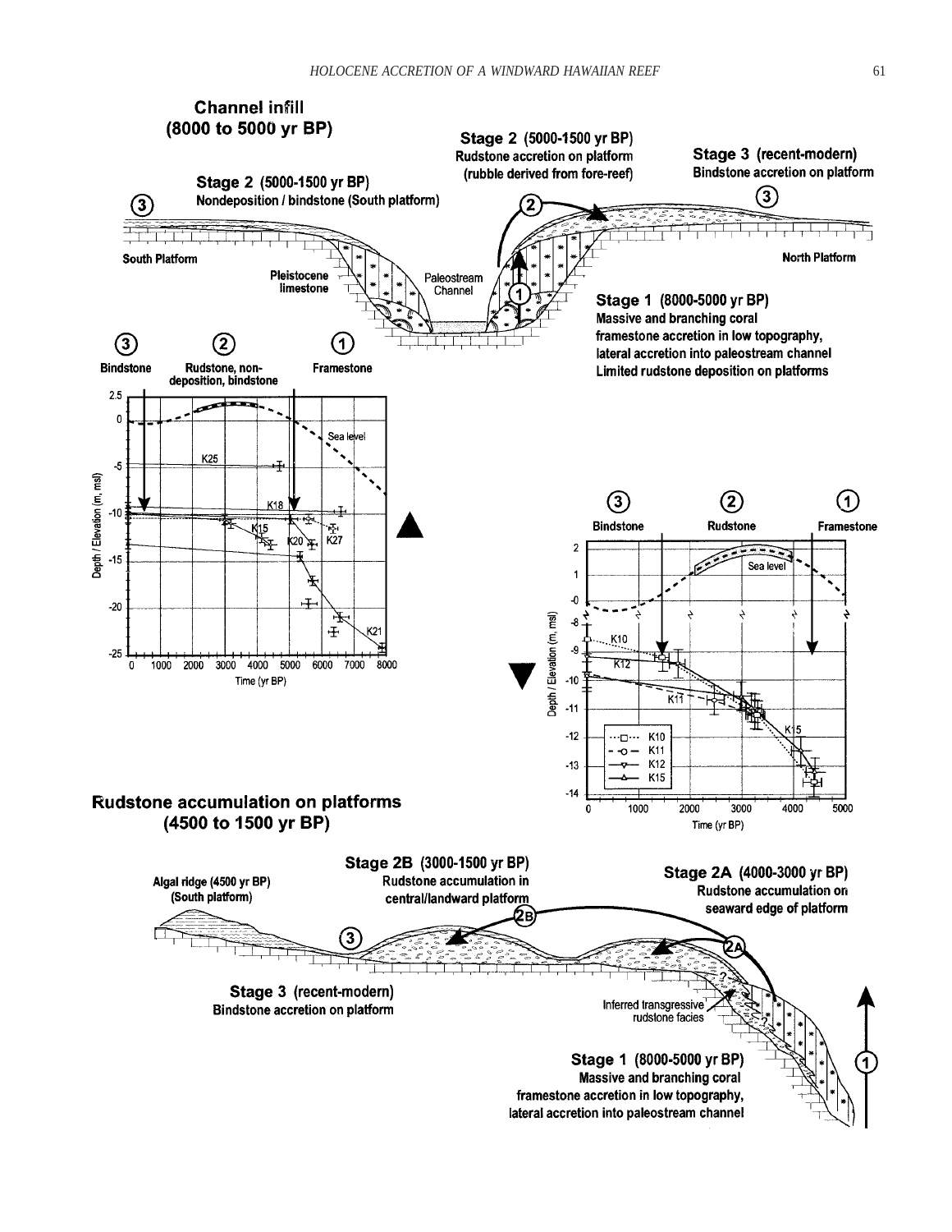**Channel infill**
**(8000 to 5000 yr BP)**

**Stage 2 (5000-1500 yr BP)**
Nondeposition / bindstone (South platform)

**Stage 2 (5000-1500 yr BP)**
Rudstone accretion on platform
(rubble derived from fore-reef)

**Stage 3 (recent-modern)**
Bindstone accretion on platform

South Platform

Pleistocene limestone

Paleostream Channel

North Platform

**Stage 1 (8000-5000 yr BP)**
Massive and branching coral framestone accretion in low topography, lateral accretion into paleostream channel
Limited rudstone deposition on platforms

③ Bindstone ② Rudstone, non-deposition, bindstone ① Framestone

Depth / Elevation (m, msl)

Sea level

K25, K18, K15, K20, K27, K21

Time (yr BP)

③ Bindstone ② Rudstone ① Framestone

Depth / Elevation (m, msl)

Sea level

K10, K12, K11, K15

Time (yr BP)

**Rudstone accumulation on platforms**
**(4500 to 1500 yr BP)**

Algal ridge (4500 yr BP)
(South platform)

**Stage 2B (3000-1500 yr BP)**
Rudstone accumulation in central/landward platform

**Stage 2A (4000-3000 yr BP)**
Rudstone accumulation on seaward edge of platform

**Stage 3 (recent-modern)**
Bindstone accretion on platform

Inferred transgressive rudstone facies

**Stage 1 (8000-5000 yr BP)**
Massive and branching coral framestone accretion in low topography, lateral accretion into paleostream channel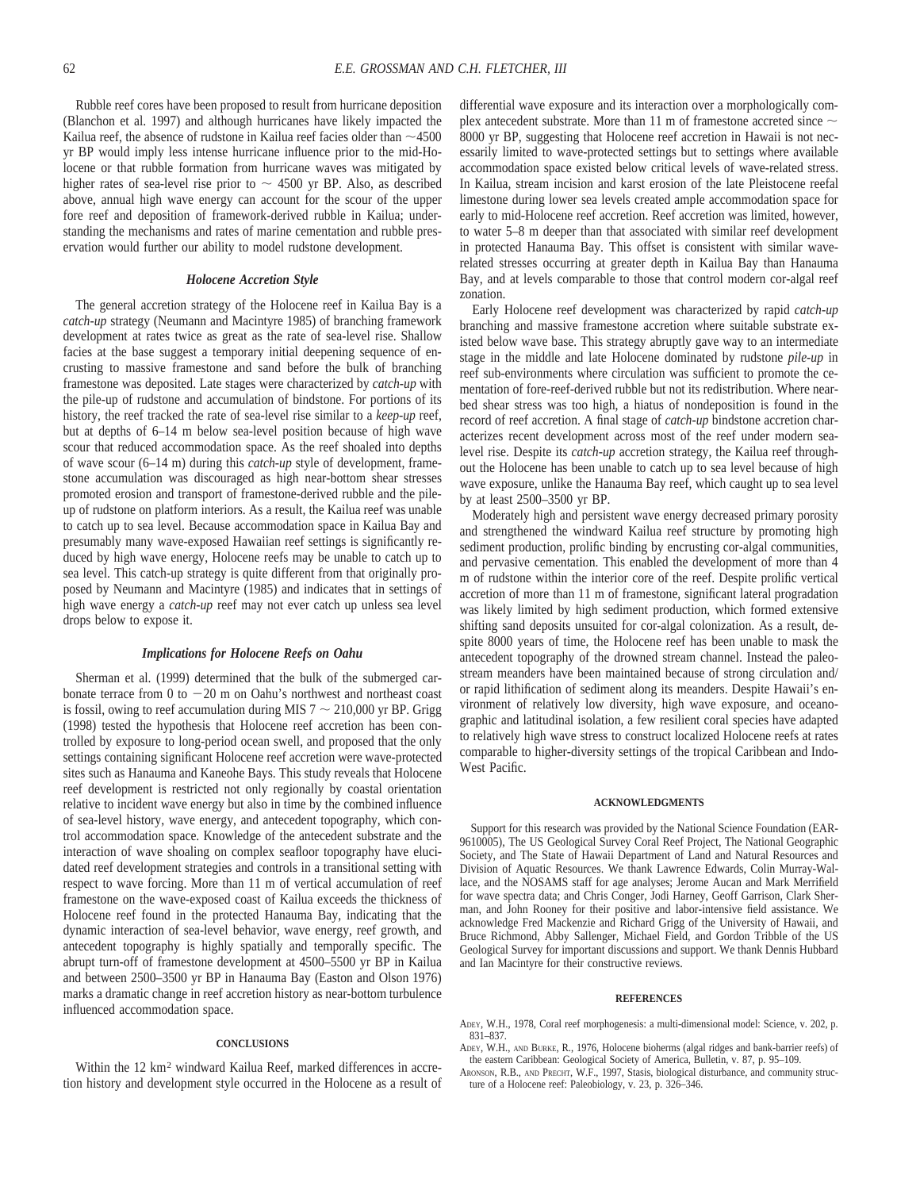Rubble reef cores have been proposed to result from hurricane deposition (Blanchon et al. 1997) and although hurricanes have likely impacted the Kailua reef, the absence of rudstone in Kailua reef facies older than ~4500 yr BP would imply less intense hurricane influence prior to the mid-Holocene or that rubble formation from hurricane waves was mitigated by higher rates of sea-level rise prior to ~ 4500 yr BP. Also, as described above, annual high wave energy can account for the scour of the upper fore reef and deposition of framework-derived rubble in Kailua; understanding the mechanisms and rates of marine cementation and rubble preservation would further our ability to model rudstone development.

### *Holocene Accretion Style*

The general accretion strategy of the Holocene reef in Kailua Bay is a *catch-up* strategy (Neumann and Macintyre 1985) of branching framework development at rates twice as great as the rate of sea-level rise. Shallow facies at the base suggest a temporary initial deepening sequence of encrusting to massive framestone and sand before the bulk of branching framestone was deposited. Late stages were characterized by *catch-up* with the pile-up of rudstone and accumulation of bindstone. For portions of its history, the reef tracked the rate of sea-level rise similar to a *keep-up* reef, but at depths of 6–14 m below sea-level position because of high wave scour that reduced accommodation space. As the reef shoaled into depths of wave scour (6–14 m) during this *catch-up* style of development, framestone accumulation was discouraged as high near-bottom shear stresses promoted erosion and transport of framestone-derived rubble and the pile-up of rudstone on platform interiors. As a result, the Kailua reef was unable to catch up to sea level. Because accommodation space in Kailua Bay and presumably many wave-exposed Hawaiian reef settings is significantly reduced by high wave energy, Holocene reefs may be unable to catch up to sea level. This catch-up strategy is quite different from that originally proposed by Neumann and Macintyre (1985) and indicates that in settings of high wave energy a *catch-up* reef may not ever catch up unless sea level drops below to expose it.

### *Implications for Holocene Reefs on Oahu*

Sherman et al. (1999) determined that the bulk of the submerged carbonate terrace from 0 to −20 m on Oahu's northwest and northeast coast is fossil, owing to reef accumulation during MIS 7 ~ 210,000 yr BP. Grigg (1998) tested the hypothesis that Holocene reef accretion has been controlled by exposure to long-period ocean swell, and proposed that the only settings containing significant Holocene reef accretion were wave-protected sites such as Hanauma and Kaneohe Bays. This study reveals that Holocene reef development is restricted not only regionally by coastal orientation relative to incident wave energy but also in time by the combined influence of sea-level history, wave energy, and antecedent topography, which control accommodation space. Knowledge of the antecedent substrate and the interaction of wave shoaling on complex seafloor topography have elucidated reef development strategies and controls in a transitional setting with respect to wave forcing. More than 11 m of vertical accumulation of reef framestone on the wave-exposed coast of Kailua exceeds the thickness of Holocene reef found in the protected Hanauma Bay, indicating that the dynamic interaction of sea-level behavior, wave energy, reef growth, and antecedent topography is highly spatially and temporally specific. The abrupt turn-off of framestone development at 4500–5500 yr BP in Kailua and between 2500–3500 yr BP in Hanauma Bay (Easton and Olson 1976) marks a dramatic change in reef accretion history as near-bottom turbulence influenced accommodation space.

## CONCLUSIONS

Within the 12 km² windward Kailua Reef, marked differences in accretion history and development style occurred in the Holocene as a result of differential wave exposure and its interaction over a morphologically complex antecedent substrate. More than 11 m of framestone accreted since ~ 8000 yr BP, suggesting that Holocene reef accretion in Hawaii is not necessarily limited to wave-protected settings but to settings where available accommodation space existed below critical levels of wave-related stress. In Kailua, stream incision and karst erosion of the late Pleistocene reefal limestone during lower sea levels created ample accommodation space for early to mid-Holocene reef accretion. Reef accretion was limited, however, to water 5–8 m deeper than that associated with similar reef development in protected Hanauma Bay. This offset is consistent with similar wave-related stresses occurring at greater depth in Kailua Bay than Hanauma Bay, and at levels comparable to those that control modern cor-algal reef zonation.

Early Holocene reef development was characterized by rapid *catch-up* branching and massive framestone accretion where suitable substrate existed below wave base. This strategy abruptly gave way to an intermediate stage in the middle and late Holocene dominated by rudstone *pile-up* in reef sub-environments where circulation was sufficient to promote the cementation of fore-reef-derived rubble but not its redistribution. Where near-bed shear stress was too high, a hiatus of nondeposition is found in the record of reef accretion. A final stage of *catch-up* bindstone accretion characterizes recent development across most of the reef under modern sea-level rise. Despite its *catch-up* accretion strategy, the Kailua reef throughout the Holocene has been unable to catch up to sea level because of high wave exposure, unlike the Hanauma Bay reef, which caught up to sea level by at least 2500–3500 yr BP.

Moderately high and persistent wave energy decreased primary porosity and strengthened the windward Kailua reef structure by promoting high sediment production, prolific binding by encrusting cor-algal communities, and pervasive cementation. This enabled the development of more than 4 m of rudstone within the interior core of the reef. Despite prolific vertical accretion of more than 11 m of framestone, significant lateral progradation was likely limited by high sediment production, which formed extensive shifting sand deposits unsuited for cor-algal colonization. As a result, despite 8000 years of time, the Holocene reef has been unable to mask the antecedent topography of the drowned stream channel. Instead the paleo-stream meanders have been maintained because of strong circulation and/or rapid lithification of sediment along its meanders. Despite Hawaii's environment of relatively low diversity, high wave exposure, and oceanographic and latitudinal isolation, a few resilient coral species have adapted to relatively high wave stress to construct localized Holocene reefs at rates comparable to higher-diversity settings of the tropical Caribbean and Indo-West Pacific.

## ACKNOWLEDGMENTS

Support for this research was provided by the National Science Foundation (EAR-9610005), The US Geological Survey Coral Reef Project, The National Geographic Society, and The State of Hawaii Department of Land and Natural Resources and Division of Aquatic Resources. We thank Lawrence Edwards, Colin Murray-Wallace, and the NOSAMS staff for age analyses; Jerome Aucan and Mark Merrifield for wave spectra data; and Chris Conger, Jodi Harney, Geoff Garrison, Clark Sherman, and John Rooney for their positive and labor-intensive field assistance. We acknowledge Fred Mackenzie and Richard Grigg of the University of Hawaii, and Bruce Richmond, Abby Sallenger, Michael Field, and Gordon Tribble of the US Geological Survey for important discussions and support. We thank Dennis Hubbard and Ian Macintyre for their constructive reviews.

## REFERENCES

Adey, W.H., 1978, Coral reef morphogenesis: a multi-dimensional model: Science, v. 202, p. 831–837.

Adey, W.H., and Burke, R., 1976, Holocene bioherms (algal ridges and bank-barrier reefs) of the eastern Caribbean: Geological Society of America, Bulletin, v. 87, p. 95–109.

Aronson, R.B., and Precht, W.F., 1997, Stasis, biological disturbance, and community structure of a Holocene reef: Paleobiology, v. 23, p. 326–346.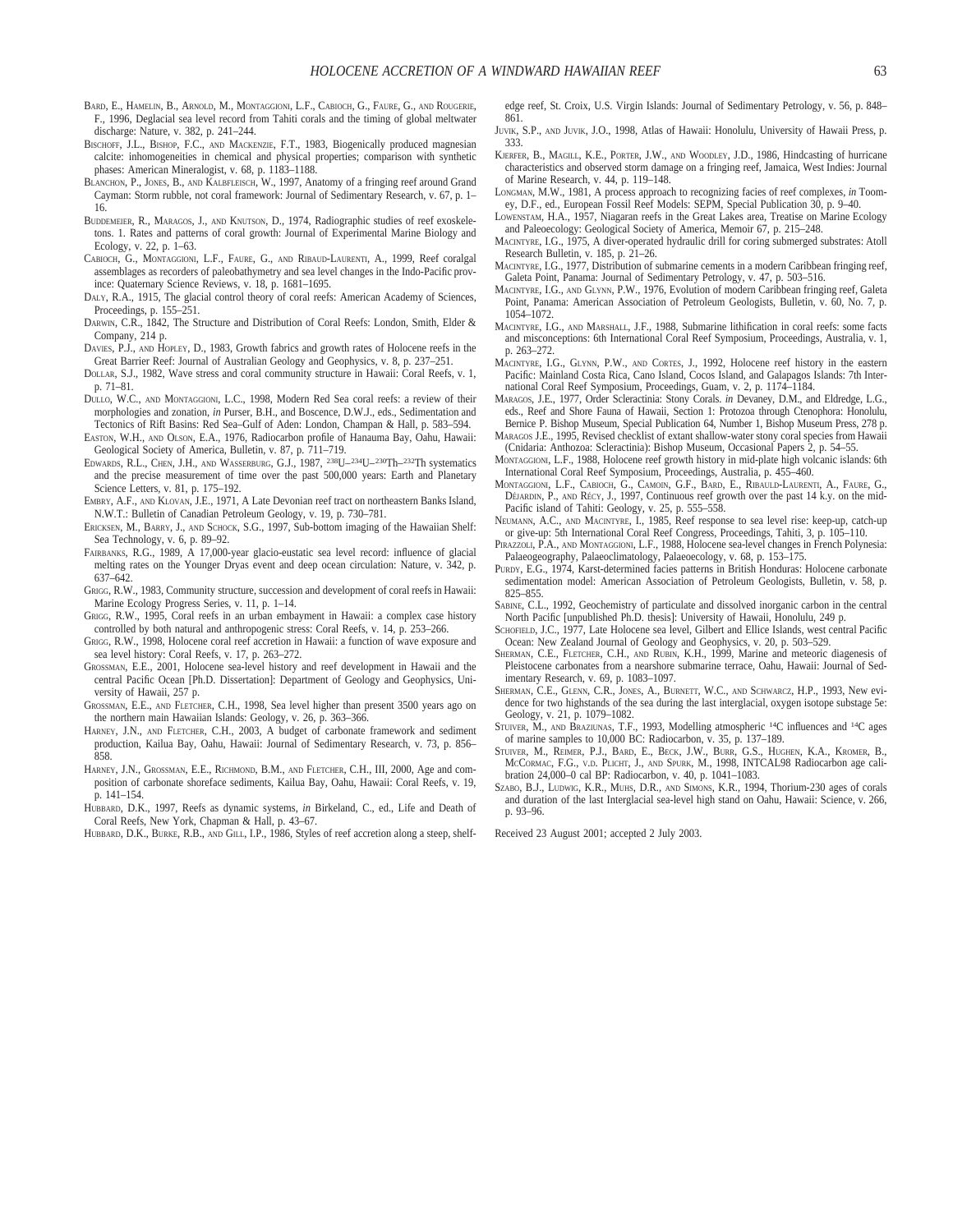Bard, E., Hamelin, B., Arnold, M., Montaggioni, L.F., Cabioch, G., Faure, G., and Rougerie, F., 1996, Deglacial sea level record from Tahiti corals and the timing of global meltwater discharge: Nature, v. 382, p. 241–244.

Bischoff, J.L., Bishop, F.C., and Mackenzie, F.T., 1983, Biogenically produced magnesian calcite: inhomogeneities in chemical and physical properties; comparison with synthetic phases: American Mineralogist, v. 68, p. 1183–1188.

Blanchon, P., Jones, B., and Kalbfleisch, W., 1997, Anatomy of a fringing reef around Grand Cayman: Storm rubble, not coral framework: Journal of Sedimentary Research, v. 67, p. 1–16.

Buddemeier, R., Maragos, J., and Knutson, D., 1974, Radiographic studies of reef exoskeletons. 1. Rates and patterns of coral growth: Journal of Experimental Marine Biology and Ecology, v. 22, p. 1–63.

Cabioch, G., Montaggioni, L.F., Faure, G., and Ribaud-Laurenti, A., 1999, Reef coralgal assemblages as recorders of paleobathymetry and sea level changes in the Indo-Pacific province: Quaternary Science Reviews, v. 18, p. 1681–1695.

Daly, R.A., 1915, The glacial control theory of coral reefs: American Academy of Sciences, Proceedings, p. 155–251.

Darwin, C.R., 1842, The Structure and Distribution of Coral Reefs: London, Smith, Elder & Company, 214 p.

Davies, P.J., and Hopley, D., 1983, Growth fabrics and growth rates of Holocene reefs in the Great Barrier Reef: Journal of Australian Geology and Geophysics, v. 8, p. 237–251.

Dollar, S.J., 1982, Wave stress and coral community structure in Hawaii: Coral Reefs, v. 1, p. 71–81.

Dullo, W.C., and Montaggioni, L.C., 1998, Modern Red Sea coral reefs: a review of their morphologies and zonation, *in* Purser, B.H., and Boscence, D.W.J., eds., Sedimentation and Tectonics of Rift Basins: Red Sea–Gulf of Aden: London, Champan & Hall, p. 583–594.

Easton, W.H., and Olson, E.A., 1976, Radiocarbon profile of Hanauma Bay, Oahu, Hawaii: Geological Society of America, Bulletin, v. 87, p. 711–719.

Edwards, R.L., Chen, J.H., and Wasserburg, G.J., 1987, $^{238}$U–$^{234}$U–$^{230}$Th–$^{232}$Th systematics and the precise measurement of time over the past 500,000 years: Earth and Planetary Science Letters, v. 81, p. 175–192.

Embry, A.F., and Klovan, J.E., 1971, A Late Devonian reef tract on northeastern Banks Island, N.W.T.: Bulletin of Canadian Petroleum Geology, v. 19, p. 730–781.

Ericksen, M., Barry, J., and Schock, S.G., 1997, Sub-bottom imaging of the Hawaiian Shelf: Sea Technology, v. 6, p. 89–92.

Fairbanks, R.G., 1989, A 17,000-year glacio-eustatic sea level record: influence of glacial melting rates on the Younger Dryas event and deep ocean circulation: Nature, v. 342, p. 637–642.

Grigg, R.W., 1983, Community structure, succession and development of coral reefs in Hawaii: Marine Ecology Progress Series, v. 11, p. 1–14.

Grigg, R.W., 1995, Coral reefs in an urban embayment in Hawaii: a complex case history controlled by both natural and anthropogenic stress: Coral Reefs, v. 14, p. 253–266.

Grigg, R.W., 1998, Holocene coral reef accretion in Hawaii: a function of wave exposure and sea level history: Coral Reefs, v. 17, p. 263–272.

Grossman, E.E., 2001, Holocene sea-level history and reef development in Hawaii and the central Pacific Ocean [Ph.D. Dissertation]: Department of Geology and Geophysics, University of Hawaii, 257 p.

Grossman, E.E., and Fletcher, C.H., 1998, Sea level higher than present 3500 years ago on the northern main Hawaiian Islands: Geology, v. 26, p. 363–366.

Harney, J.N., and Fletcher, C.H., 2003, A budget of carbonate framework and sediment production, Kailua Bay, Oahu, Hawaii: Journal of Sedimentary Research, v. 73, p. 856–858.

Harney, J.N., Grossman, E.E., Richmond, B.M., and Fletcher, C.H., III, 2000, Age and composition of carbonate shoreface sediments, Kailua Bay, Oahu, Hawaii: Coral Reefs, v. 19, p. 141–154.

Hubbard, D.K., 1997, Reefs as dynamic systems, *in* Birkeland, C., ed., Life and Death of Coral Reefs, New York, Chapman & Hall, p. 43–67.

Hubbard, D.K., Burke, R.B., and Gill, I.P., 1986, Styles of reef accretion along a steep, shelf-edge reef, St. Croix, U.S. Virgin Islands: Journal of Sedimentary Petrology, v. 56, p. 848–861.

Juvik, S.P., and Juvik, J.O., 1998, Atlas of Hawaii: Honolulu, University of Hawaii Press, p. 333.

Kjerfer, B., Magill, K.E., Porter, J.W., and Woodley, J.D., 1986, Hindcasting of hurricane characteristics and observed storm damage on a fringing reef, Jamaica, West Indies: Journal of Marine Research, v. 44, p. 119–148.

Longman, M.W., 1981, A process approach to recognizing facies of reef complexes, *in* Toomey, D.F., ed., European Fossil Reef Models: SEPM, Special Publication 30, p. 9–40.

Lowenstam, H.A., 1957, Niagaran reefs in the Great Lakes area, Treatise on Marine Ecology and Paleoecology: Geological Society of America, Memoir 67, p. 215–248.

Macintyre, I.G., 1975, A diver-operated hydraulic drill for coring submerged substrates: Atoll Research Bulletin, v. 185, p. 21–26.

Macintyre, I.G., 1977, Distribution of submarine cements in a modern Caribbean fringing reef, Galeta Point, Panama: Journal of Sedimentary Petrology, v. 47, p. 503–516.

Macintyre, I.G., and Glynn, P.W., 1976, Evolution of modern Caribbean fringing reef, Galeta Point, Panama: American Association of Petroleum Geologists, Bulletin, v. 60, No. 7, p. 1054–1072.

Macintyre, I.G., and Marshall, J.F., 1988, Submarine lithification in coral reefs: some facts and misconceptions: 6th International Coral Reef Symposium, Proceedings, Australia, v. 1, p. 263–272.

Macintyre, I.G., Glynn, P.W., and Cortes, J., 1992, Holocene reef history in the eastern Pacific: Mainland Costa Rica, Cano Island, Cocos Island, and Galapagos Islands: 7th International Coral Reef Symposium, Proceedings, Guam, v. 2, p. 1174–1184.

Maragos, J.E., 1977, Order Scleractinia: Stony Corals. *in* Devaney, D.M., and Eldredge, L.G., eds., Reef and Shore Fauna of Hawaii, Section 1: Protozoa through Ctenophora: Honolulu, Bernice P. Bishop Museum, Special Publication 64, Number 1, Bishop Museum Press, 278 p.

Maragos J.E., 1995, Revised checklist of extant shallow-water stony coral species from Hawaii (Cnidaria: Anthozoa: Scleractinia): Bishop Museum, Occasional Papers 2, p. 54–55.

Montaggioni, L.F., 1988, Holocene reef growth history in mid-plate high volcanic islands: 6th International Coral Reef Symposium, Proceedings, Australia, p. 455–460.

Montaggioni, L.F., Cabioch, G., Camoin, G.F., Bard, E., Ribauld-Laurenti, A., Faure, G., Déjardin, P., and Récy, J., 1997, Continuous reef growth over the past 14 k.y. on the mid-Pacific island of Tahiti: Geology, v. 25, p. 555–558.

Neumann, A.C., and Macintyre, I., 1985, Reef response to sea level rise: keep-up, catch-up or give-up: 5th International Coral Reef Congress, Proceedings, Tahiti, 3, p. 105–110.

Pirazzoli, P.A., and Montaggioni, L.F., 1988, Holocene sea-level changes in French Polynesia: Palaeogeography, Palaeoclimatology, Palaeoecology, v. 68, p. 153–175.

Purdy, E.G., 1974, Karst-determined facies patterns in British Honduras: Holocene carbonate sedimentation model: American Association of Petroleum Geologists, Bulletin, v. 58, p. 825–855.

Sabine, C.L., 1992, Geochemistry of particulate and dissolved inorganic carbon in the central North Pacific [unpublished Ph.D. thesis]: University of Hawaii, Honolulu, 249 p.

Schofield, J.C., 1977, Late Holocene sea level, Gilbert and Ellice Islands, west central Pacific Ocean: New Zealand Journal of Geology and Geophysics, v. 20, p. 503–529.

Sherman, C.E., Fletcher, C.H., and Rubin, K.H., 1999, Marine and meteoric diagenesis of Pleistocene carbonates from a nearshore submarine terrace, Oahu, Hawaii: Journal of Sedimentary Research, v. 69, p. 1083–1097.

Sherman, C.E., Glenn, C.R., Jones, A., Burnett, W.C., and Schwarcz, H.P., 1993, New evidence for two highstands of the sea during the last interglacial, oxygen isotope substage 5e: Geology, v. 21, p. 1079–1082.

Stuiver, M., and Braziunas, T.F., 1993, Modelling atmospheric $^{14}$C influences and $^{14}$C ages of marine samples to 10,000 BC: Radiocarbon, v. 35, p. 137–189.

Stuiver, M., Reimer, P.J., Bard, E., Beck, J.W., Burr, G.S., Hughen, K.A., Kromer, B., McCormac, F.G., v.d. Plicht, J., and Spurk, M., 1998, INTCAL98 Radiocarbon age calibration 24,000–0 cal BP: Radiocarbon, v. 40, p. 1041–1083.

Szabo, B.J., Ludwig, K.R., Muhs, D.R., and Simons, K.R., 1994, Thorium-230 ages of corals and duration of the last Interglacial sea-level high stand on Oahu, Hawaii: Science, v. 266, p. 93–96.

Received 23 August 2001; accepted 2 July 2003.